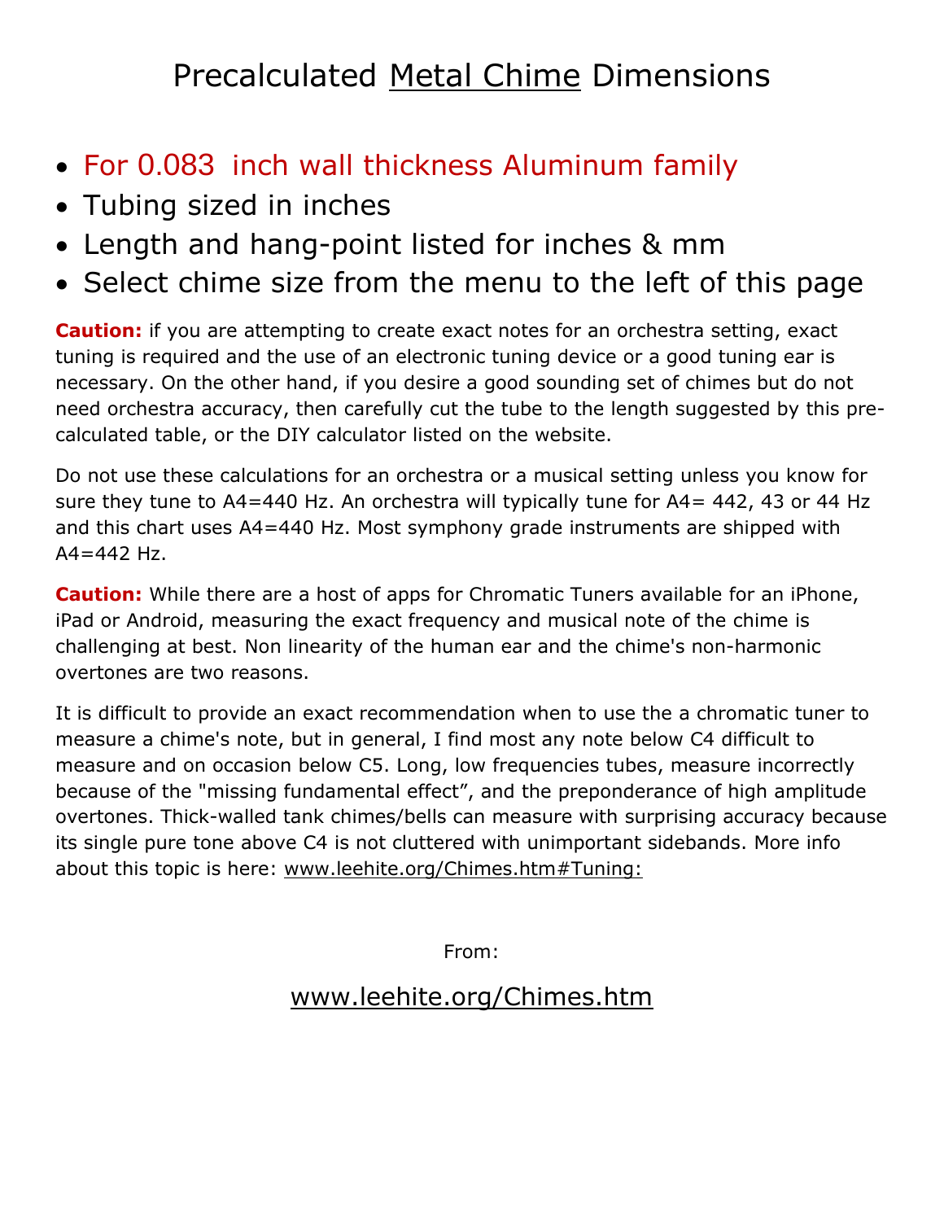# Precalculated Metal Chime Dimensions

- For 0.083 inch wall thickness Aluminum family
- Tubing sized in inches
- Length and hang-point listed for inches & mm
- Select chime size from the menu to the left of this page

**Caution:** if you are attempting to create exact notes for an orchestra setting, exact tuning is required and the use of an electronic tuning device or a good tuning ear is necessary. On the other hand, if you desire a good sounding set of chimes but do not need orchestra accuracy, then carefully cut the tube to the length suggested by this pre-calculated table, or the DIY calculator listed on the website.

Do not use these calculations for an orchestra or a musical setting unless you know for sure they tune to A4=440 Hz. An orchestra will typically tune for A4= 442, 43 or 44 Hz and this chart uses A4=440 Hz. Most symphony grade instruments are shipped with A4=442 Hz.

**Caution:** While there are a host of apps for Chromatic Tuners available for an iPhone, iPad or Android, measuring the exact frequency and musical note of the chime is challenging at best. Non linearity of the human ear and the chime's non-harmonic overtones are two reasons.

It is difficult to provide an exact recommendation when to use the a chromatic tuner to measure a chime's note, but in general, I find most any note below C4 difficult to measure and on occasion below C5. Long, low frequencies tubes, measure incorrectly because of the "missing fundamental effect", and the preponderance of high amplitude overtones. Thick-walled tank chimes/bells can measure with surprising accuracy because its single pure tone above C4 is not cluttered with unimportant sidebands. More info about this topic is here: www.leehite.org/Chimes.htm#Tuning:

From:

www.leehite.org/Chimes.htm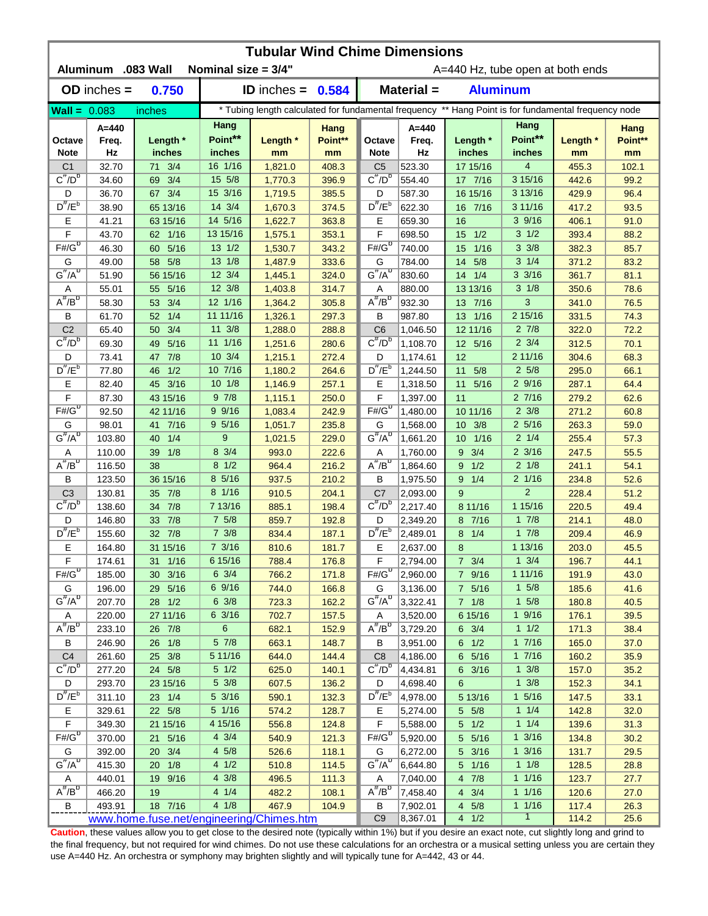# Tubular Wind Chime Dimensions

**Aluminum .083 Wall** **Nominal size = 3/4"** A=440 Hz, tube open at both ends

**OD inches = 0.750** **ID inches = 0.584** **Material = Aluminum**

**Wall = 0.083 inches** * Tubing length calculated for fundamental frequency ** Hang Point is for fundamental frequency node

| Octave Note | A=440 Freq. Hz | Length * inches | Hang Point** inches | Length * mm | Hang Point** mm | Octave Note | A=440 Freq. Hz | Length * inches | Hang Point** inches | Length * mm | Hang Point** mm |
|---|---|---|---|---|---|---|---|---|---|---|---|
| C1 | 32.70 | 71 3/4 | 16 1/16 | 1,821.0 | 408.3 | C5 | 523.30 | 17 15/16 | 4 | 455.3 | 102.1 |
| C#/Db | 34.60 | 69 3/4 | 15 5/8 | 1,770.3 | 396.9 | C#/Db | 554.40 | 17 7/16 | 3 15/16 | 442.6 | 99.2 |
| D | 36.70 | 67 3/4 | 15 3/16 | 1,719.5 | 385.5 | D | 587.30 | 16 15/16 | 3 13/16 | 429.9 | 96.4 |
| D#/Eb | 38.90 | 65 13/16 | 14 3/4 | 1,670.3 | 374.5 | D#/Eb | 622.30 | 16 7/16 | 3 11/16 | 417.2 | 93.5 |
| E | 41.21 | 63 15/16 | 14 5/16 | 1,622.7 | 363.8 | E | 659.30 | 16 | 3 9/16 | 406.1 | 91.0 |
| F | 43.70 | 62 1/16 | 13 15/16 | 1,575.1 | 353.1 | F | 698.50 | 15 1/2 | 3 1/2 | 393.4 | 88.2 |
| F#/Gb | 46.30 | 60 5/16 | 13 1/2 | 1,530.7 | 343.2 | F#/Gb | 740.00 | 15 1/16 | 3 3/8 | 382.3 | 85.7 |
| G | 49.00 | 58 5/8 | 13 1/8 | 1,487.9 | 333.6 | G | 784.00 | 14 5/8 | 3 1/4 | 371.2 | 83.2 |
| G#/Ab | 51.90 | 56 15/16 | 12 3/4 | 1,445.1 | 324.0 | G#/Ab | 830.60 | 14 1/4 | 3 3/16 | 361.7 | 81.1 |
| A | 55.01 | 55 5/16 | 12 3/8 | 1,403.8 | 314.7 | A | 880.00 | 13 13/16 | 3 1/8 | 350.6 | 78.6 |
| A#/Bb | 58.30 | 53 3/4 | 12 1/16 | 1,364.2 | 305.8 | A#/Bb | 932.30 | 13 7/16 | 3 | 341.0 | 76.5 |
| B | 61.70 | 52 1/4 | 11 11/16 | 1,326.1 | 297.3 | B | 987.80 | 13 1/16 | 2 15/16 | 331.5 | 74.3 |
| C2 | 65.40 | 50 3/4 | 11 3/8 | 1,288.0 | 288.8 | C6 | 1,046.50 | 12 11/16 | 2 7/8 | 322.0 | 72.2 |
| C#/Db | 69.30 | 49 5/16 | 11 1/16 | 1,251.6 | 280.6 | C#/Db | 1,108.70 | 12 5/16 | 2 3/4 | 312.5 | 70.1 |
| D | 73.41 | 47 7/8 | 10 3/4 | 1,215.1 | 272.4 | D | 1,174.61 | 12 | 2 11/16 | 304.6 | 68.3 |
| D#/Eb | 77.80 | 46 1/2 | 10 7/16 | 1,180.2 | 264.6 | D#/Eb | 1,244.50 | 11 5/8 | 2 5/8 | 295.0 | 66.1 |
| E | 82.40 | 45 3/16 | 10 1/8 | 1,146.9 | 257.1 | E | 1,318.50 | 11 5/16 | 2 9/16 | 287.1 | 64.4 |
| F | 87.30 | 43 15/16 | 9 7/8 | 1,115.1 | 250.0 | F | 1,397.00 | 11 | 2 7/16 | 279.2 | 62.6 |
| F#/Gb | 92.50 | 42 11/16 | 9 9/16 | 1,083.4 | 242.9 | F#/Gb | 1,480.00 | 10 11/16 | 2 3/8 | 271.2 | 60.8 |
| G | 98.01 | 41 7/16 | 9 5/16 | 1,051.7 | 235.8 | G | 1,568.00 | 10 3/8 | 2 5/16 | 263.3 | 59.0 |
| G#/Ab | 103.80 | 40 1/4 | 9 | 1,021.5 | 229.0 | G#/Ab | 1,661.20 | 10 1/16 | 2 1/4 | 255.4 | 57.3 |
| A | 110.00 | 39 1/8 | 8 3/4 | 993.0 | 222.6 | A | 1,760.00 | 9 3/4 | 2 3/16 | 247.5 | 55.5 |
| A#/Bb | 116.50 | 38 | 8 1/2 | 964.4 | 216.2 | A#/Bb | 1,864.60 | 9 1/2 | 2 1/8 | 241.1 | 54.1 |
| B | 123.50 | 36 15/16 | 8 5/16 | 937.5 | 210.2 | B | 1,975.50 | 9 1/4 | 2 1/16 | 234.8 | 52.6 |
| C3 | 130.81 | 35 7/8 | 8 1/16 | 910.5 | 204.1 | C7 | 2,093.00 | 9 | 2 | 228.4 | 51.2 |
| C#/Db | 138.60 | 34 7/8 | 7 13/16 | 885.1 | 198.4 | C#/Db | 2,217.40 | 8 11/16 | 1 15/16 | 220.5 | 49.4 |
| D | 146.80 | 33 7/8 | 7 5/8 | 859.7 | 192.8 | D | 2,349.20 | 8 7/16 | 1 7/8 | 214.1 | 48.0 |
| D#/Eb | 155.60 | 32 7/8 | 7 3/8 | 834.4 | 187.1 | D#/Eb | 2,489.01 | 8 1/4 | 1 7/8 | 209.4 | 46.9 |
| E | 164.80 | 31 15/16 | 7 3/16 | 810.6 | 181.7 | E | 2,637.00 | 8 | 1 13/16 | 203.0 | 45.5 |
| F | 174.61 | 31 1/16 | 6 15/16 | 788.4 | 176.8 | F | 2,794.00 | 7 3/4 | 1 3/4 | 196.7 | 44.1 |
| F#/Gb | 185.00 | 30 3/16 | 6 3/4 | 766.2 | 171.8 | F#/Gb | 2,960.00 | 7 9/16 | 1 11/16 | 191.9 | 43.0 |
| G | 196.00 | 29 5/16 | 6 9/16 | 744.0 | 166.8 | G | 3,136.00 | 7 5/16 | 1 5/8 | 185.6 | 41.6 |
| G#/Ab | 207.70 | 28 1/2 | 6 3/8 | 723.3 | 162.2 | G#/Ab | 3,322.41 | 7 1/8 | 1 5/8 | 180.8 | 40.5 |
| A | 220.00 | 27 11/16 | 6 3/16 | 702.7 | 157.5 | A | 3,520.00 | 6 15/16 | 1 9/16 | 176.1 | 39.5 |
| A#/Bb | 233.10 | 26 7/8 | 6 | 682.1 | 152.9 | A#/Bb | 3,729.20 | 6 3/4 | 1 1/2 | 171.3 | 38.4 |
| B | 246.90 | 26 1/8 | 5 7/8 | 663.1 | 148.7 | B | 3,951.00 | 6 1/2 | 1 7/16 | 165.0 | 37.0 |
| C4 | 261.60 | 25 3/8 | 5 11/16 | 644.0 | 144.4 | C8 | 4,186.00 | 6 5/16 | 1 7/16 | 160.2 | 35.9 |
| C#/Db | 277.20 | 24 5/8 | 5 1/2 | 625.0 | 140.1 | C#/Db | 4,434.81 | 6 3/16 | 1 3/8 | 157.0 | 35.2 |
| D | 293.70 | 23 15/16 | 5 3/8 | 607.5 | 136.2 | D | 4,698.40 | 6 | 1 3/8 | 152.3 | 34.1 |
| D#/Eb | 311.10 | 23 1/4 | 5 3/16 | 590.1 | 132.3 | D#/Eb | 4,978.00 | 5 13/16 | 1 5/16 | 147.5 | 33.1 |
| E | 329.61 | 22 5/8 | 5 1/16 | 574.2 | 128.7 | E | 5,274.00 | 5 5/8 | 1 1/4 | 142.8 | 32.0 |
| F | 349.30 | 21 15/16 | 4 15/16 | 556.8 | 124.8 | F | 5,588.00 | 5 1/2 | 1 1/4 | 139.6 | 31.3 |
| F#/Gb | 370.00 | 21 5/16 | 4 3/4 | 540.9 | 121.3 | F#/Gb | 5,920.00 | 5 5/16 | 1 3/16 | 134.8 | 30.2 |
| G | 392.00 | 20 3/4 | 4 5/8 | 526.6 | 118.1 | G | 6,272.00 | 5 3/16 | 1 3/16 | 131.7 | 29.5 |
| G#/Ab | 415.30 | 20 1/8 | 4 1/2 | 510.8 | 114.5 | G#/Ab | 6,644.80 | 5 1/16 | 1 1/8 | 128.5 | 28.8 |
| A | 440.01 | 19 9/16 | 4 3/8 | 496.5 | 111.3 | A | 7,040.00 | 4 7/8 | 1 1/16 | 123.7 | 27.7 |
| A#/Bb | 466.20 | 19 | 4 1/4 | 482.2 | 108.1 | A#/Bb | 7,458.40 | 4 3/4 | 1 1/16 | 120.6 | 27.0 |
| B | 493.91 | 18 7/16 | 4 1/8 | 467.9 | 104.9 | B | 7,902.01 | 4 5/8 | 1 1/16 | 117.4 | 26.3 |
| | | | | | | C9 | 8,367.01 | 4 1/2 | 1 | 114.2 | 25.6 |

www.home.fuse.net/engineering/Chimes.htm

**Caution**, these values allow you to get close to the desired note (typically within 1%) but if you desire an exact note, cut slightly long and grind to the final frequency, but not required for wind chimes. Do not use these calculations for an orchestra or a musical setting unless you are certain they use A=440 Hz. An orchestra or symphony may brighten slightly and will typically tune for A=442, 43 or 44.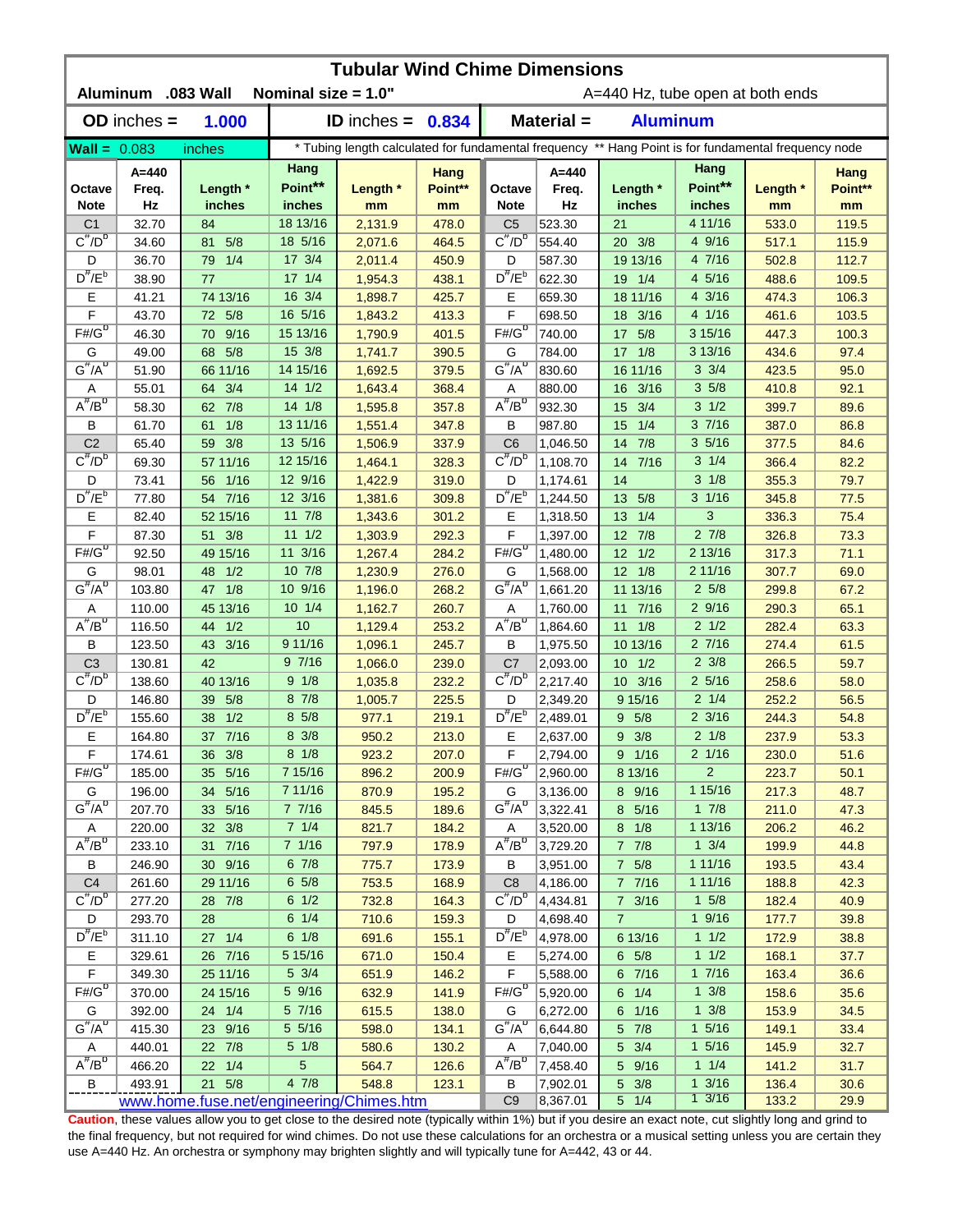# Tubular Wind Chime Dimensions

**Aluminum .083 Wall Nominal size = 1.0"** A=440 Hz, tube open at both ends

**OD inches = 1.000** **ID inches = 0.834** **Material = Aluminum**

**Wall =** 0.083 inches * Tubing length calculated for fundamental frequency ** Hang Point is for fundamental frequency node

| Octave Note | A=440 Freq. Hz | Length * inches | Hang Point** inches | Length * mm | Hang Point** mm | Octave Note | A=440 Freq. Hz | Length * inches | Hang Point** inches | Length * mm | Hang Point** mm |
|---|---|---|---|---|---|---|---|---|---|---|---|
| C1 | 32.70 | 84 | 18 13/16 | 2,131.9 | 478.0 | C5 | 523.30 | 21 | 4 11/16 | 533.0 | 119.5 |
| C#/Db | 34.60 | 81 5/8 | 18 5/16 | 2,071.6 | 464.5 | C#/Db | 554.40 | 20 3/8 | 4 9/16 | 517.1 | 115.9 |
| D | 36.70 | 79 1/4 | 17 3/4 | 2,011.4 | 450.9 | D | 587.30 | 19 13/16 | 4 7/16 | 502.8 | 112.7 |
| D#/Eb | 38.90 | 77 | 17 1/4 | 1,954.3 | 438.1 | D#/Eb | 622.30 | 19 1/4 | 4 5/16 | 488.6 | 109.5 |
| E | 41.21 | 74 13/16 | 16 3/4 | 1,898.7 | 425.7 | E | 659.30 | 18 11/16 | 4 3/16 | 474.3 | 106.3 |
| F | 43.70 | 72 5/8 | 16 5/16 | 1,843.2 | 413.3 | F | 698.50 | 18 3/16 | 4 1/16 | 461.6 | 103.5 |
| F#/Gb | 46.30 | 70 9/16 | 15 13/16 | 1,790.9 | 401.5 | F#/Gb | 740.00 | 17 5/8 | 3 15/16 | 447.3 | 100.3 |
| G | 49.00 | 68 5/8 | 15 3/8 | 1,741.7 | 390.5 | G | 784.00 | 17 1/8 | 3 13/16 | 434.6 | 97.4 |
| G#/Ab | 51.90 | 66 11/16 | 14 15/16 | 1,692.5 | 379.5 | G#/Ab | 830.60 | 16 11/16 | 3 3/4 | 423.5 | 95.0 |
| A | 55.01 | 64 3/4 | 14 1/2 | 1,643.4 | 368.4 | A | 880.00 | 16 3/16 | 3 5/8 | 410.8 | 92.1 |
| A#/Bb | 58.30 | 62 7/8 | 14 1/8 | 1,595.8 | 357.8 | A#/Bb | 932.30 | 15 3/4 | 3 1/2 | 399.7 | 89.6 |
| B | 61.70 | 61 1/8 | 13 11/16 | 1,551.4 | 347.8 | B | 987.80 | 15 1/4 | 3 7/16 | 387.0 | 86.8 |
| C2 | 65.40 | 59 3/8 | 13 5/16 | 1,506.9 | 337.9 | C6 | 1,046.50 | 14 7/8 | 3 5/16 | 377.5 | 84.6 |
| C#/Db | 69.30 | 57 11/16 | 12 15/16 | 1,464.1 | 328.3 | C#/Db | 1,108.70 | 14 7/16 | 3 1/4 | 366.4 | 82.2 |
| D | 73.41 | 56 1/16 | 12 9/16 | 1,422.9 | 319.0 | D | 1,174.61 | 14 | 3 1/8 | 355.3 | 79.7 |
| D#/Eb | 77.80 | 54 7/16 | 12 3/16 | 1,381.6 | 309.8 | D#/Eb | 1,244.50 | 13 5/8 | 3 1/16 | 345.8 | 77.5 |
| E | 82.40 | 52 15/16 | 11 7/8 | 1,343.6 | 301.2 | E | 1,318.50 | 13 1/4 | 3 | 336.3 | 75.4 |
| F | 87.30 | 51 3/8 | 11 1/2 | 1,303.9 | 292.3 | F | 1,397.00 | 12 7/8 | 2 7/8 | 326.8 | 73.3 |
| F#/Gb | 92.50 | 49 15/16 | 11 3/16 | 1,267.4 | 284.2 | F#/Gb | 1,480.00 | 12 1/2 | 2 13/16 | 317.3 | 71.1 |
| G | 98.01 | 48 1/2 | 10 7/8 | 1,230.9 | 276.0 | G | 1,568.00 | 12 1/8 | 2 11/16 | 307.7 | 69.0 |
| G#/Ab | 103.80 | 47 1/8 | 10 9/16 | 1,196.0 | 268.2 | G#/Ab | 1,661.20 | 11 13/16 | 2 5/8 | 299.8 | 67.2 |
| A | 110.00 | 45 13/16 | 10 1/4 | 1,162.7 | 260.7 | A | 1,760.00 | 11 7/16 | 2 9/16 | 290.3 | 65.1 |
| A#/Bb | 116.50 | 44 1/2 | 10 | 1,129.4 | 253.2 | A#/Bb | 1,864.60 | 11 1/8 | 2 1/2 | 282.4 | 63.3 |
| B | 123.50 | 43 3/16 | 9 11/16 | 1,096.1 | 245.7 | B | 1,975.50 | 10 13/16 | 2 7/16 | 274.4 | 61.5 |
| C3 | 130.81 | 42 | 9 7/16 | 1,066.0 | 239.0 | C7 | 2,093.00 | 10 1/2 | 2 3/8 | 266.5 | 59.7 |
| C#/Db | 138.60 | 40 13/16 | 9 1/8 | 1,035.8 | 232.2 | C#/Db | 2,217.40 | 10 3/16 | 2 5/16 | 258.6 | 58.0 |
| D | 146.80 | 39 5/8 | 8 7/8 | 1,005.7 | 225.5 | D | 2,349.20 | 9 15/16 | 2 1/4 | 252.2 | 56.5 |
| D#/Eb | 155.60 | 38 1/2 | 8 5/8 | 977.1 | 219.1 | D#/Eb | 2,489.01 | 9 5/8 | 2 3/16 | 244.3 | 54.8 |
| E | 164.80 | 37 7/16 | 8 3/8 | 950.2 | 213.0 | E | 2,637.00 | 9 3/8 | 2 1/8 | 237.9 | 53.3 |
| F | 174.61 | 36 3/8 | 8 1/8 | 923.2 | 207.0 | F | 2,794.00 | 9 1/16 | 2 1/16 | 230.0 | 51.6 |
| F#/Gb | 185.00 | 35 5/16 | 7 15/16 | 896.2 | 200.9 | F#/Gb | 2,960.00 | 8 13/16 | 2 | 223.7 | 50.1 |
| G | 196.00 | 34 5/16 | 7 11/16 | 870.9 | 195.2 | G | 3,136.00 | 8 9/16 | 1 15/16 | 217.3 | 48.7 |
| G#/Ab | 207.70 | 33 5/16 | 7 7/16 | 845.5 | 189.6 | G#/Ab | 3,322.41 | 8 5/16 | 1 7/8 | 211.0 | 47.3 |
| A | 220.00 | 32 3/8 | 7 1/4 | 821.7 | 184.2 | A | 3,520.00 | 8 1/8 | 1 13/16 | 206.2 | 46.2 |
| A#/Bb | 233.10 | 31 7/16 | 7 1/16 | 797.9 | 178.9 | A#/Bb | 3,729.20 | 7 7/8 | 1 3/4 | 199.9 | 44.8 |
| B | 246.90 | 30 9/16 | 6 7/8 | 775.7 | 173.9 | B | 3,951.00 | 7 5/8 | 1 11/16 | 193.5 | 43.4 |
| C4 | 261.60 | 29 11/16 | 6 5/8 | 753.5 | 168.9 | C8 | 4,186.00 | 7 7/16 | 1 11/16 | 188.8 | 42.3 |
| C#/Db | 277.20 | 28 7/8 | 6 1/2 | 732.8 | 164.3 | C#/Db | 4,434.81 | 7 3/16 | 1 5/8 | 182.4 | 40.9 |
| D | 293.70 | 28 | 6 1/4 | 710.6 | 159.3 | D | 4,698.40 | 7 | 1 9/16 | 177.7 | 39.8 |
| D#/Eb | 311.10 | 27 1/4 | 6 1/8 | 691.6 | 155.1 | D#/Eb | 4,978.00 | 6 13/16 | 1 1/2 | 172.9 | 38.8 |
| E | 329.61 | 26 7/16 | 5 15/16 | 671.0 | 150.4 | E | 5,274.00 | 6 5/8 | 1 1/2 | 168.1 | 37.7 |
| F | 349.30 | 25 11/16 | 5 3/4 | 651.9 | 146.2 | F | 5,588.00 | 6 7/16 | 1 7/16 | 163.4 | 36.6 |
| F#/Gb | 370.00 | 24 15/16 | 5 9/16 | 632.9 | 141.9 | F#/Gb | 5,920.00 | 6 1/4 | 1 3/8 | 158.6 | 35.6 |
| G | 392.00 | 24 1/4 | 5 7/16 | 615.5 | 138.0 | G | 6,272.00 | 6 1/16 | 1 3/8 | 153.9 | 34.5 |
| G#/Ab | 415.30 | 23 9/16 | 5 5/16 | 598.0 | 134.1 | G#/Ab | 6,644.80 | 5 7/8 | 1 5/16 | 149.1 | 33.4 |
| A | 440.01 | 22 7/8 | 5 1/8 | 580.6 | 130.2 | A | 7,040.00 | 5 3/4 | 1 5/16 | 145.9 | 32.7 |
| A#/Bb | 466.20 | 22 1/4 | 5 | 564.7 | 126.6 | A#/Bb | 7,458.40 | 5 9/16 | 1 1/4 | 141.2 | 31.7 |
| B | 493.91 | 21 5/8 | 4 7/8 | 548.8 | 123.1 | B | 7,902.01 | 5 3/8 | 1 3/16 | 136.4 | 30.6 |
| | | | | | | C9 | 8,367.01 | 5 1/4 | 1 3/16 | 133.2 | 29.9 |

www.home.fuse.net/engineering/Chimes.htm

**Caution**, these values allow you to get close to the desired note (typically within 1%) but if you desire an exact note, cut slightly long and grind to the final frequency, but not required for wind chimes. Do not use these calculations for an orchestra or a musical setting unless you are certain they use A=440 Hz. An orchestra or symphony may brighten slightly and will typically tune for A=442, 43 or 44.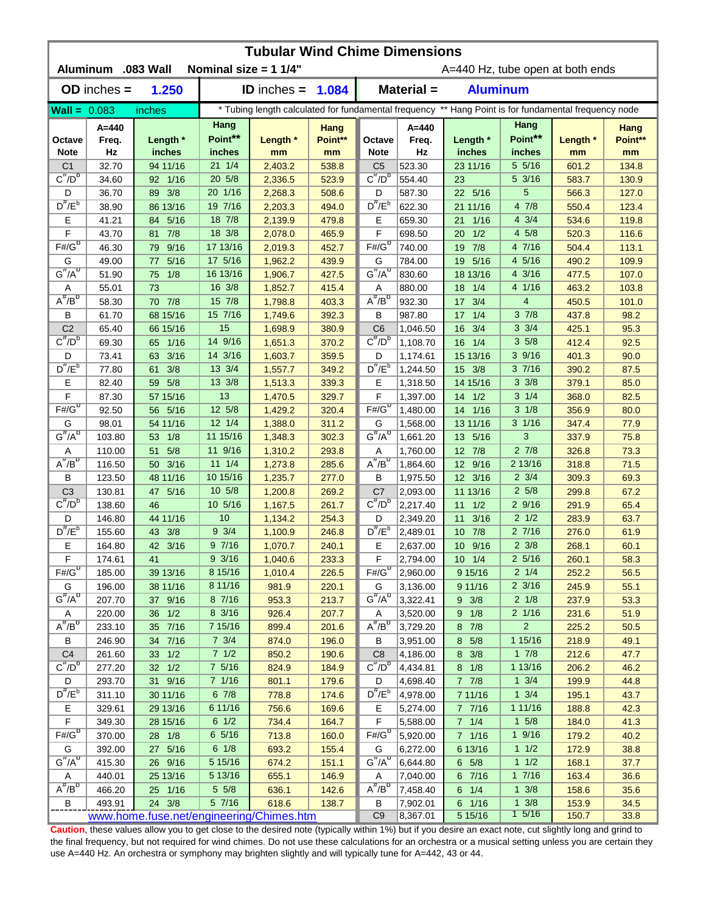# Tubular Wind Chime Dimensions

**Aluminum .083 Wall** **Nominal size = 1 1/4"** A=440 Hz, tube open at both ends

**OD inches = 1.250** **ID inches = 1.084** **Material = Aluminum**

**Wall =** 0.083 inches * Tubing length calculated for fundamental frequency ** Hang Point is for fundamental frequency node

| Octave Note | A=440 Freq. Hz | Length * inches | Hang Point** inches | Length * mm | Hang Point** mm | Octave Note | A=440 Freq. Hz | Length * inches | Hang Point** inches | Length * mm | Hang Point** mm |
|---|---|---|---|---|---|---|---|---|---|---|---|
| C1 | 32.70 | 94 11/16 | 21 1/4 | 2,403.2 | 538.8 | C5 | 523.30 | 23 11/16 | 5 5/16 | 601.2 | 134.8 |
| $C^{\#}/D^{b}$ | 34.60 | 92 1/16 | 20 5/8 | 2,336.5 | 523.9 | $C^{\#}/D^{b}$ | 554.40 | 23 | 5 3/16 | 583.7 | 130.9 |
| D | 36.70 | 89 3/8 | 20 1/16 | 2,268.3 | 508.6 | D | 587.30 | 22 5/16 | 5 | 566.3 | 127.0 |
| $D^{\#}/E^{b}$ | 38.90 | 86 13/16 | 19 7/16 | 2,203.3 | 494.0 | $D^{\#}/E^{b}$ | 622.30 | 21 11/16 | 4 7/8 | 550.4 | 123.4 |
| E | 41.21 | 84 5/16 | 18 7/8 | 2,139.9 | 479.8 | E | 659.30 | 21 1/16 | 4 3/4 | 534.6 | 119.8 |
| F | 43.70 | 81 7/8 | 18 3/8 | 2,078.0 | 465.9 | F | 698.50 | 20 1/2 | 4 5/8 | 520.3 | 116.6 |
| $F\#/G^{b}$ | 46.30 | 79 9/16 | 17 13/16 | 2,019.3 | 452.7 | $F\#/G^{b}$ | 740.00 | 19 7/8 | 4 7/16 | 504.4 | 113.1 |
| G | 49.00 | 77 5/16 | 17 5/16 | 1,962.2 | 439.9 | G | 784.00 | 19 5/16 | 4 5/16 | 490.2 | 109.9 |
| $G^{\#}/A^{b}$ | 51.90 | 75 1/8 | 16 13/16 | 1,906.7 | 427.5 | $G^{\#}/A^{b}$ | 830.60 | 18 13/16 | 4 3/16 | 477.5 | 107.0 |
| A | 55.01 | 73 | 16 3/8 | 1,852.7 | 415.4 | A | 880.00 | 18 1/4 | 4 1/16 | 463.2 | 103.8 |
| $A^{\#}/B^{b}$ | 58.30 | 70 7/8 | 15 7/8 | 1,798.8 | 403.3 | $A^{\#}/B^{b}$ | 932.30 | 17 3/4 | 4 | 450.5 | 101.0 |
| B | 61.70 | 68 15/16 | 15 7/16 | 1,749.6 | 392.3 | B | 987.80 | 17 1/4 | 3 7/8 | 437.8 | 98.2 |
| C2 | 65.40 | 66 15/16 | 15 | 1,698.9 | 380.9 | C6 | 1,046.50 | 16 3/4 | 3 3/4 | 425.1 | 95.3 |
| $C^{\#}/D^{b}$ | 69.30 | 65 1/16 | 14 9/16 | 1,651.3 | 370.2 | $C^{\#}/D^{b}$ | 1,108.70 | 16 1/4 | 3 5/8 | 412.4 | 92.5 |
| D | 73.41 | 63 3/16 | 14 3/16 | 1,603.7 | 359.5 | D | 1,174.61 | 15 13/16 | 3 9/16 | 401.3 | 90.0 |
| $D^{\#}/E^{b}$ | 77.80 | 61 3/8 | 13 3/4 | 1,557.7 | 349.2 | $D^{\#}/E^{b}$ | 1,244.50 | 15 3/8 | 3 7/16 | 390.2 | 87.5 |
| E | 82.40 | 59 5/8 | 13 3/8 | 1,513.3 | 339.3 | E | 1,318.50 | 14 15/16 | 3 3/8 | 379.1 | 85.0 |
| F | 87.30 | 57 15/16 | 13 | 1,470.5 | 329.7 | F | 1,397.00 | 14 1/2 | 3 1/4 | 368.0 | 82.5 |
| $F\#/G^{b}$ | 92.50 | 56 5/16 | 12 5/8 | 1,429.2 | 320.4 | $F\#/G^{b}$ | 1,480.00 | 14 1/16 | 3 1/8 | 356.9 | 80.0 |
| G | 98.01 | 54 11/16 | 12 1/4 | 1,388.0 | 311.2 | G | 1,568.00 | 13 11/16 | 3 1/16 | 347.4 | 77.9 |
| $G^{\#}/A^{b}$ | 103.80 | 53 1/8 | 11 15/16 | 1,348.3 | 302.3 | $G^{\#}/A^{b}$ | 1,661.20 | 13 5/16 | 3 | 337.9 | 75.8 |
| A | 110.00 | 51 5/8 | 11 9/16 | 1,310.2 | 293.8 | A | 1,760.00 | 12 7/8 | 2 7/8 | 326.8 | 73.3 |
| $A^{\#}/B^{b}$ | 116.50 | 50 3/16 | 11 1/4 | 1,273.8 | 285.6 | $A^{\#}/B^{b}$ | 1,864.60 | 12 9/16 | 2 13/16 | 318.8 | 71.5 |
| B | 123.50 | 48 11/16 | 10 15/16 | 1,235.7 | 277.0 | B | 1,975.50 | 12 3/16 | 2 3/4 | 309.3 | 69.3 |
| C3 | 130.81 | 47 5/16 | 10 5/8 | 1,200.8 | 269.2 | C7 | 2,093.00 | 11 13/16 | 2 5/8 | 299.8 | 67.2 |
| $C^{\#}/D^{b}$ | 138.60 | 46 | 10 5/16 | 1,167.5 | 261.7 | $C^{\#}/D^{b}$ | 2,217.40 | 11 1/2 | 2 9/16 | 291.9 | 65.4 |
| D | 146.80 | 44 11/16 | 10 | 1,134.2 | 254.3 | D | 2,349.20 | 11 3/16 | 2 1/2 | 283.9 | 63.7 |
| $D^{\#}/E^{b}$ | 155.60 | 43 3/8 | 9 3/4 | 1,100.9 | 246.8 | $D^{\#}/E^{b}$ | 2,489.01 | 10 7/8 | 2 7/16 | 276.0 | 61.9 |
| E | 164.80 | 42 3/16 | 9 7/16 | 1,070.7 | 240.1 | E | 2,637.00 | 10 9/16 | 2 3/8 | 268.1 | 60.1 |
| F | 174.61 | 41 | 9 3/16 | 1,040.6 | 233.3 | F | 2,794.00 | 10 1/4 | 2 5/16 | 260.1 | 58.3 |
| $F\#/G^{b}$ | 185.00 | 39 13/16 | 8 15/16 | 1,010.4 | 226.5 | $F\#/G^{b}$ | 2,960.00 | 9 15/16 | 2 1/4 | 252.2 | 56.5 |
| G | 196.00 | 38 11/16 | 8 11/16 | 981.9 | 220.1 | G | 3,136.00 | 9 11/16 | 2 3/16 | 245.9 | 55.1 |
| $G^{\#}/A^{b}$ | 207.70 | 37 9/16 | 8 7/16 | 953.3 | 213.7 | $G^{\#}/A^{b}$ | 3,322.41 | 9 3/8 | 2 1/8 | 237.9 | 53.3 |
| A | 220.00 | 36 1/2 | 8 3/16 | 926.4 | 207.7 | A | 3,520.00 | 9 1/8 | 2 1/16 | 231.6 | 51.9 |
| $A^{\#}/B^{b}$ | 233.10 | 35 7/16 | 7 15/16 | 899.4 | 201.6 | $A^{\#}/B^{b}$ | 3,729.20 | 8 7/8 | 2 | 225.2 | 50.5 |
| B | 246.90 | 34 7/16 | 7 3/4 | 874.0 | 196.0 | B | 3,951.00 | 8 5/8 | 1 15/16 | 218.9 | 49.1 |
| C4 | 261.60 | 33 1/2 | 7 1/2 | 850.2 | 190.6 | C8 | 4,186.00 | 8 3/8 | 1 7/8 | 212.6 | 47.7 |
| $C^{\#}/D^{b}$ | 277.20 | 32 1/2 | 7 5/16 | 824.9 | 184.9 | $C^{\#}/D^{b}$ | 4,434.81 | 8 1/8 | 1 13/16 | 206.2 | 46.2 |
| D | 293.70 | 31 9/16 | 7 1/16 | 801.1 | 179.6 | D | 4,698.40 | 7 7/8 | 1 3/4 | 199.9 | 44.8 |
| $D^{\#}/E^{b}$ | 311.10 | 30 11/16 | 6 7/8 | 778.8 | 174.6 | $D^{\#}/E^{b}$ | 4,978.00 | 7 11/16 | 1 3/4 | 195.1 | 43.7 |
| E | 329.61 | 29 13/16 | 6 11/16 | 756.6 | 169.6 | E | 5,274.00 | 7 7/16 | 1 11/16 | 188.8 | 42.3 |
| F | 349.30 | 28 15/16 | 6 1/2 | 734.4 | 164.7 | F | 5,588.00 | 7 1/4 | 1 5/8 | 184.0 | 41.3 |
| $F\#/G^{b}$ | 370.00 | 28 1/8 | 6 5/16 | 713.8 | 160.0 | $F\#/G^{b}$ | 5,920.00 | 7 1/16 | 1 9/16 | 179.2 | 40.2 |
| G | 392.00 | 27 5/16 | 6 1/8 | 693.2 | 155.4 | G | 6,272.00 | 6 13/16 | 1 1/2 | 172.9 | 38.8 |
| $G^{\#}/A^{b}$ | 415.30 | 26 9/16 | 5 15/16 | 674.2 | 151.1 | $G^{\#}/A^{b}$ | 6,644.80 | 6 5/8 | 1 1/2 | 168.1 | 37.7 |
| A | 440.01 | 25 13/16 | 5 13/16 | 655.1 | 146.9 | A | 7,040.00 | 6 7/16 | 1 7/16 | 163.4 | 36.6 |
| $A^{\#}/B^{b}$ | 466.20 | 25 1/16 | 5 5/8 | 636.1 | 142.6 | $A^{\#}/B^{b}$ | 7,458.40 | 6 1/4 | 1 3/8 | 158.6 | 35.6 |
| B | 493.91 | 24 3/8 | 5 7/16 | 618.6 | 138.7 | B | 7,902.01 | 6 1/16 | 1 3/8 | 153.9 | 34.5 |
| | | | | | | C9 | 8,367.01 | 5 15/16 | 1 5/16 | 150.7 | 33.8 |

www.home.fuse.net/engineering/Chimes.htm

**Caution**, these values allow you to get close to the desired note (typically within 1%) but if you desire an exact note, cut slightly long and grind to the final frequency, but not required for wind chimes. Do not use these calculations for an orchestra or a musical setting unless you are certain they use A=440 Hz. An orchestra or symphony may brighten slightly and will typically tune for A=442, 43 or 44.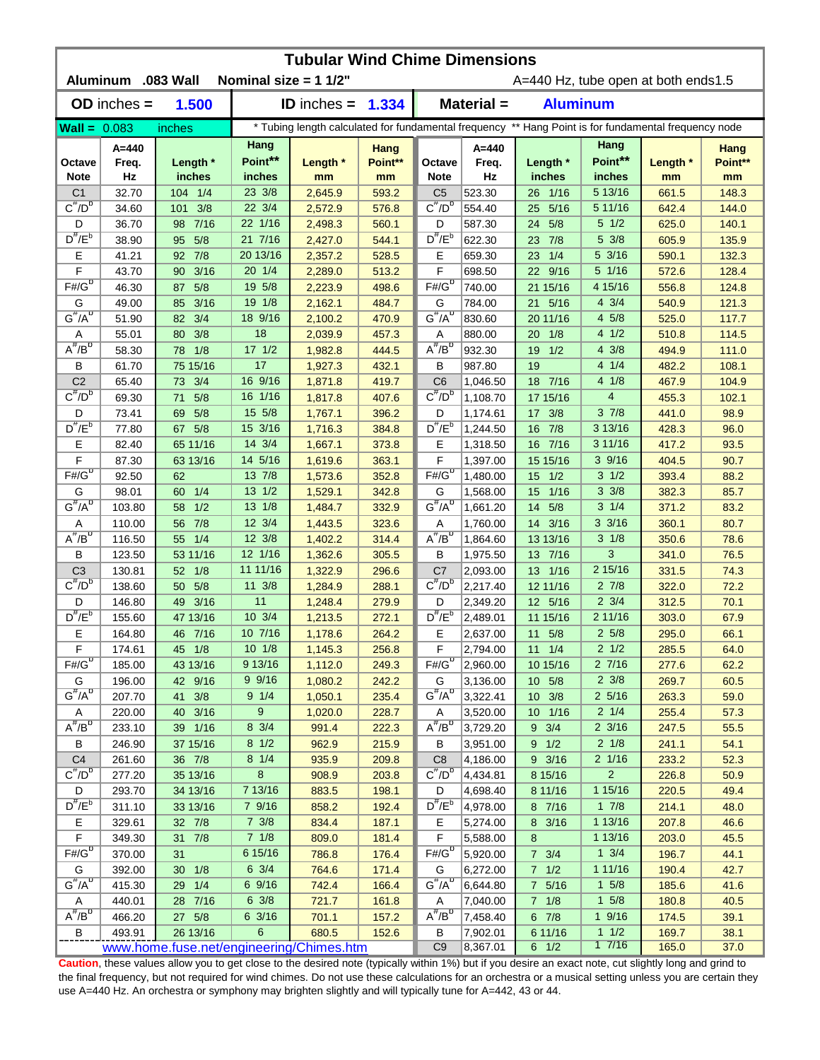# Tubular Wind Chime Dimensions

**Aluminum .083 Wall** **Nominal size = 1 1/2"** A=440 Hz, tube open at both ends1.5

**OD inches = 1.500** **ID inches = 1.334** **Material = Aluminum**

**Wall =** 0.083 inches

\* Tubing length calculated for fundamental frequency ** Hang Point is for fundamental frequency node

| Octave Note | A=440 Freq. Hz | Length * inches | Hang Point** inches | Length * mm | Hang Point** mm | Octave Note | A=440 Freq. Hz | Length * inches | Hang Point** inches | Length * mm | Hang Point** mm |
|---|---|---|---|---|---|---|---|---|---|---|---|
| C1 | 32.70 | 104 1/4 | 23 3/8 | 2,645.9 | 593.2 | C5 | 523.30 | 26 1/16 | 5 13/16 | 661.5 | 148.3 |
| $C^{\#}/D^{b}$ | 34.60 | 101 3/8 | 22 3/4 | 2,572.9 | 576.8 | $C^{\#}/D^{b}$ | 554.40 | 25 5/16 | 5 11/16 | 642.4 | 144.0 |
| D | 36.70 | 98 7/16 | 22 1/16 | 2,498.3 | 560.1 | D | 587.30 | 24 5/8 | 5 1/2 | 625.0 | 140.1 |
| $D^{\#}/E^{b}$ | 38.90 | 95 5/8 | 21 7/16 | 2,427.0 | 544.1 | $D^{\#}/E^{b}$ | 622.30 | 23 7/8 | 5 3/8 | 605.9 | 135.9 |
| E | 41.21 | 92 7/8 | 20 13/16 | 2,357.2 | 528.5 | E | 659.30 | 23 1/4 | 5 3/16 | 590.1 | 132.3 |
| F | 43.70 | 90 3/16 | 20 1/4 | 2,289.0 | 513.2 | F | 698.50 | 22 9/16 | 5 1/16 | 572.6 | 128.4 |
| $F\#/G^{b}$ | 46.30 | 87 5/8 | 19 5/8 | 2,223.9 | 498.6 | $F\#/G^{b}$ | 740.00 | 21 15/16 | 4 15/16 | 556.8 | 124.8 |
| G | 49.00 | 85 3/16 | 19 1/8 | 2,162.1 | 484.7 | G | 784.00 | 21 5/16 | 4 3/4 | 540.9 | 121.3 |
| $G^{\#}/A^{b}$ | 51.90 | 82 3/4 | 18 9/16 | 2,100.2 | 470.9 | $G^{\#}/A^{b}$ | 830.60 | 20 11/16 | 4 5/8 | 525.0 | 117.7 |
| A | 55.01 | 80 3/8 | 18 | 2,039.9 | 457.3 | A | 880.00 | 20 1/8 | 4 1/2 | 510.8 | 114.5 |
| $A^{\#}/B^{b}$ | 58.30 | 78 1/8 | 17 1/2 | 1,982.8 | 444.5 | $A^{\#}/B^{b}$ | 932.30 | 19 1/2 | 4 3/8 | 494.9 | 111.0 |
| B | 61.70 | 75 15/16 | 17 | 1,927.3 | 432.1 | B | 987.80 | 19 | 4 1/4 | 482.2 | 108.1 |
| C2 | 65.40 | 73 3/4 | 16 9/16 | 1,871.8 | 419.7 | C6 | 1,046.50 | 18 7/16 | 4 1/8 | 467.9 | 104.9 |
| $C^{\#}/D^{b}$ | 69.30 | 71 5/8 | 16 1/16 | 1,817.8 | 407.6 | $C^{\#}/D^{b}$ | 1,108.70 | 17 15/16 | 4 | 455.3 | 102.1 |
| D | 73.41 | 69 5/8 | 15 5/8 | 1,767.1 | 396.2 | D | 1,174.61 | 17 3/8 | 3 7/8 | 441.0 | 98.9 |
| $D^{\#}/E^{b}$ | 77.80 | 67 5/8 | 15 3/16 | 1,716.3 | 384.8 | $D^{\#}/E^{b}$ | 1,244.50 | 16 7/8 | 3 13/16 | 428.3 | 96.0 |
| E | 82.40 | 65 11/16 | 14 3/4 | 1,667.1 | 373.8 | E | 1,318.50 | 16 7/16 | 3 11/16 | 417.2 | 93.5 |
| F | 87.30 | 63 13/16 | 14 5/16 | 1,619.6 | 363.1 | F | 1,397.00 | 15 15/16 | 3 9/16 | 404.5 | 90.7 |
| $F\#/G^{b}$ | 92.50 | 62 | 13 7/8 | 1,573.6 | 352.8 | $F\#/G^{b}$ | 1,480.00 | 15 1/2 | 3 1/2 | 393.4 | 88.2 |
| G | 98.01 | 60 1/4 | 13 1/2 | 1,529.1 | 342.8 | G | 1,568.00 | 15 1/16 | 3 3/8 | 382.3 | 85.7 |
| $G^{\#}/A^{b}$ | 103.80 | 58 1/2 | 13 1/8 | 1,484.7 | 332.9 | $G^{\#}/A^{b}$ | 1,661.20 | 14 5/8 | 3 1/4 | 371.2 | 83.2 |
| A | 110.00 | 56 7/8 | 12 3/4 | 1,443.5 | 323.6 | A | 1,760.00 | 14 3/16 | 3 3/16 | 360.1 | 80.7 |
| $A^{\#}/B^{b}$ | 116.50 | 55 1/4 | 12 3/8 | 1,402.2 | 314.4 | $A^{\#}/B^{b}$ | 1,864.60 | 13 13/16 | 3 1/8 | 350.6 | 78.6 |
| B | 123.50 | 53 11/16 | 12 1/16 | 1,362.6 | 305.5 | B | 1,975.50 | 13 7/16 | 3 | 341.0 | 76.5 |
| C3 | 130.81 | 52 1/8 | 11 11/16 | 1,322.9 | 296.6 | C7 | 2,093.00 | 13 1/16 | 2 15/16 | 331.5 | 74.3 |
| $C^{\#}/D^{b}$ | 138.60 | 50 5/8 | 11 3/8 | 1,284.9 | 288.1 | $C^{\#}/D^{b}$ | 2,217.40 | 12 11/16 | 2 7/8 | 322.0 | 72.2 |
| D | 146.80 | 49 3/16 | 11 | 1,248.4 | 279.9 | D | 2,349.20 | 12 5/16 | 2 3/4 | 312.5 | 70.1 |
| $D^{\#}/E^{b}$ | 155.60 | 47 13/16 | 10 3/4 | 1,213.5 | 272.1 | $D^{\#}/E^{b}$ | 2,489.01 | 11 15/16 | 2 11/16 | 303.0 | 67.9 |
| E | 164.80 | 46 7/16 | 10 7/16 | 1,178.6 | 264.2 | E | 2,637.00 | 11 5/8 | 2 5/8 | 295.0 | 66.1 |
| F | 174.61 | 45 1/8 | 10 1/8 | 1,145.3 | 256.8 | F | 2,794.00 | 11 1/4 | 2 1/2 | 285.5 | 64.0 |
| $F\#/G^{b}$ | 185.00 | 43 13/16 | 9 13/16 | 1,112.0 | 249.3 | $F\#/G^{b}$ | 2,960.00 | 10 15/16 | 2 7/16 | 277.6 | 62.2 |
| G | 196.00 | 42 9/16 | 9 9/16 | 1,080.2 | 242.2 | G | 3,136.00 | 10 5/8 | 2 3/8 | 269.7 | 60.5 |
| $G^{\#}/A^{b}$ | 207.70 | 41 3/8 | 9 1/4 | 1,050.1 | 235.4 | $G^{\#}/A^{b}$ | 3,322.41 | 10 3/8 | 2 5/16 | 263.3 | 59.0 |
| A | 220.00 | 40 3/16 | 9 | 1,020.0 | 228.7 | A | 3,520.00 | 10 1/16 | 2 1/4 | 255.4 | 57.3 |
| $A^{\#}/B^{b}$ | 233.10 | 39 1/16 | 8 3/4 | 991.4 | 222.3 | $A^{\#}/B^{b}$ | 3,729.20 | 9 3/4 | 2 3/16 | 247.5 | 55.5 |
| B | 246.90 | 37 15/16 | 8 1/2 | 962.9 | 215.9 | B | 3,951.00 | 9 1/2 | 2 1/8 | 241.1 | 54.1 |
| C4 | 261.60 | 36 7/8 | 8 1/4 | 935.9 | 209.8 | C8 | 4,186.00 | 9 3/16 | 2 1/16 | 233.2 | 52.3 |
| $C^{\#}/D^{b}$ | 277.20 | 35 13/16 | 8 | 908.9 | 203.8 | $C^{\#}/D^{b}$ | 4,434.81 | 8 15/16 | 2 | 226.8 | 50.9 |
| D | 293.70 | 34 13/16 | 7 13/16 | 883.5 | 198.1 | D | 4,698.40 | 8 11/16 | 1 15/16 | 220.5 | 49.4 |
| $D^{\#}/E^{b}$ | 311.10 | 33 13/16 | 7 9/16 | 858.2 | 192.4 | $D^{\#}/E^{b}$ | 4,978.00 | 8 7/16 | 1 7/8 | 214.1 | 48.0 |
| E | 329.61 | 32 7/8 | 7 3/8 | 834.4 | 187.1 | E | 5,274.00 | 8 3/16 | 1 13/16 | 207.8 | 46.6 |
| F | 349.30 | 31 7/8 | 7 1/8 | 809.0 | 181.4 | F | 5,588.00 | 8 | 1 13/16 | 203.0 | 45.5 |
| $F\#/G^{b}$ | 370.00 | 31 | 6 15/16 | 786.8 | 176.4 | $F\#/G^{b}$ | 5,920.00 | 7 3/4 | 1 3/4 | 196.7 | 44.1 |
| G | 392.00 | 30 1/8 | 6 3/4 | 764.6 | 171.4 | G | 6,272.00 | 7 1/2 | 1 11/16 | 190.4 | 42.7 |
| $G^{\#}/A^{b}$ | 415.30 | 29 1/4 | 6 9/16 | 742.4 | 166.4 | $G^{\#}/A^{b}$ | 6,644.80 | 7 5/16 | 1 5/8 | 185.6 | 41.6 |
| A | 440.01 | 28 7/16 | 6 3/8 | 721.7 | 161.8 | A | 7,040.00 | 7 1/8 | 1 5/8 | 180.8 | 40.5 |
| $A^{\#}/B^{b}$ | 466.20 | 27 5/8 | 6 3/16 | 701.1 | 157.2 | $A^{\#}/B^{b}$ | 7,458.40 | 6 7/8 | 1 9/16 | 174.5 | 39.1 |
| B | 493.91 | 26 13/16 | 6 | 680.5 | 152.6 | B | 7,902.01 | 6 11/16 | 1 1/2 | 169.7 | 38.1 |
| | | | | | | C9 | 8,367.01 | 6 1/2 | 1 7/16 | 165.0 | 37.0 |

www.home.fuse.net/engineering/Chimes.htm

**Caution**, these values allow you to get close to the desired note (typically within 1%) but if you desire an exact note, cut slightly long and grind to the final frequency, but not required for wind chimes. Do not use these calculations for an orchestra or a musical setting unless you are certain they use A=440 Hz. An orchestra or symphony may brighten slightly and will typically tune for A=442, 43 or 44.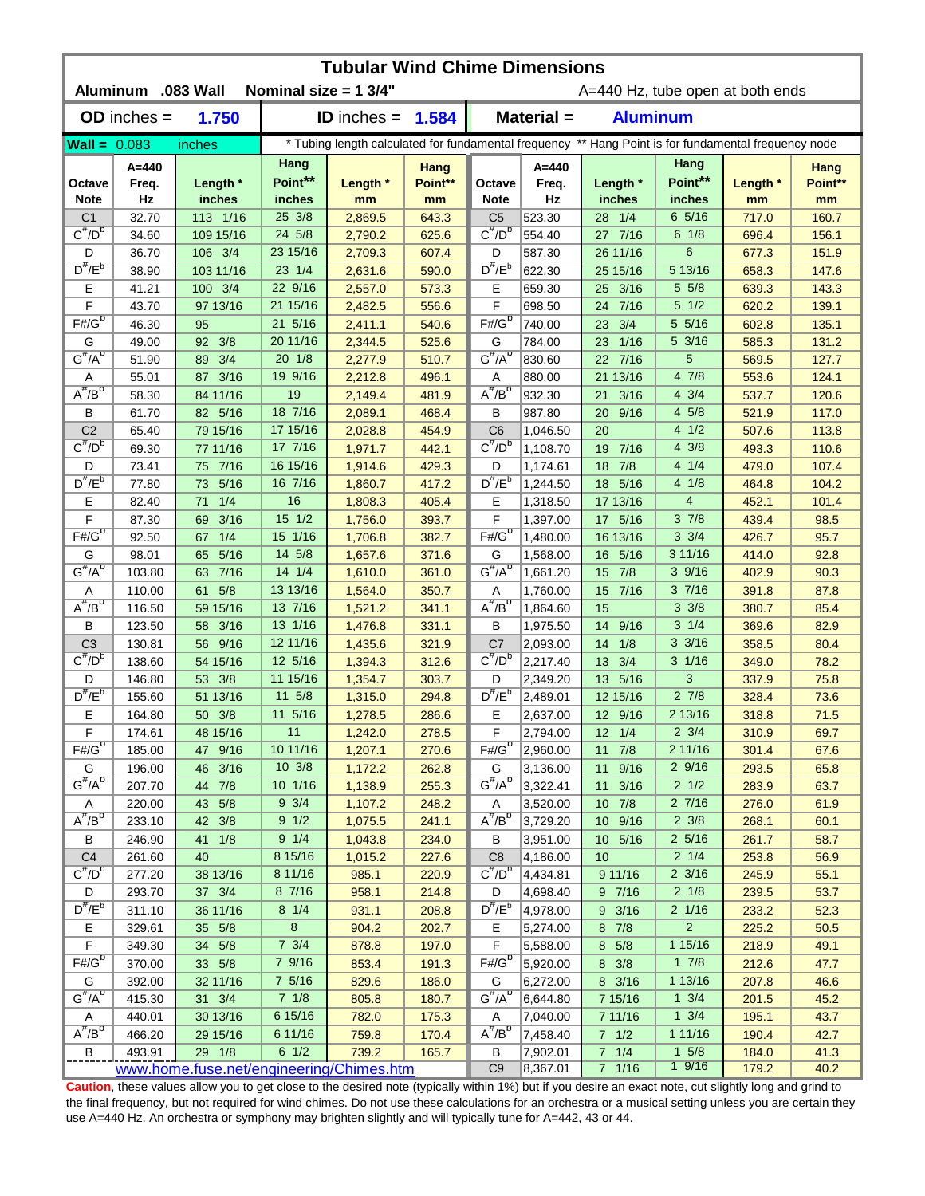# Tubular Wind Chime Dimensions

**Aluminum .083 Wall** **Nominal size = 1 3/4"** A=440 Hz, tube open at both ends

**OD inches = 1.750** **ID inches = 1.584** **Material = Aluminum**

**Wall = 0.083 inches** * Tubing length calculated for fundamental frequency ** Hang Point is for fundamental frequency node

| Octave Note | A=440 Freq. Hz | Length * inches | Hang Point** inches | Length * mm | Hang Point** mm | Octave Note | A=440 Freq. Hz | Length * inches | Hang Point** inches | Length * mm | Hang Point** mm |
|---|---|---|---|---|---|---|---|---|---|---|---|
| C1 | 32.70 | 113 1/16 | 25 3/8 | 2,869.5 | 643.3 | C5 | 523.30 | 28 1/4 | 6 5/16 | 717.0 | 160.7 |
| C#/Db | 34.60 | 109 15/16 | 24 5/8 | 2,790.2 | 625.6 | C#/Db | 554.40 | 27 7/16 | 6 1/8 | 696.4 | 156.1 |
| D | 36.70 | 106 3/4 | 23 15/16 | 2,709.3 | 607.4 | D | 587.30 | 26 11/16 | 6 | 677.3 | 151.9 |
| D#/Eb | 38.90 | 103 11/16 | 23 1/4 | 2,631.6 | 590.0 | D#/Eb | 622.30 | 25 15/16 | 5 13/16 | 658.3 | 147.6 |
| E | 41.21 | 100 3/4 | 22 9/16 | 2,557.0 | 573.3 | E | 659.30 | 25 3/16 | 5 5/8 | 639.3 | 143.3 |
| F | 43.70 | 97 13/16 | 21 15/16 | 2,482.5 | 556.6 | F | 698.50 | 24 7/16 | 5 1/2 | 620.2 | 139.1 |
| F#/Gb | 46.30 | 95 | 21 5/16 | 2,411.1 | 540.6 | F#/Gb | 740.00 | 23 3/4 | 5 5/16 | 602.8 | 135.1 |
| G | 49.00 | 92 3/8 | 20 11/16 | 2,344.5 | 525.6 | G | 784.00 | 23 1/16 | 5 3/16 | 585.3 | 131.2 |
| G#/Ab | 51.90 | 89 3/4 | 20 1/8 | 2,277.9 | 510.7 | G#/Ab | 830.60 | 22 7/16 | 5 | 569.5 | 127.7 |
| A | 55.01 | 87 3/16 | 19 9/16 | 2,212.8 | 496.1 | A | 880.00 | 21 13/16 | 4 7/8 | 553.6 | 124.1 |
| A#/Bb | 58.30 | 84 11/16 | 19 | 2,149.4 | 481.9 | A#/Bb | 932.30 | 21 3/16 | 4 3/4 | 537.7 | 120.6 |
| B | 61.70 | 82 5/16 | 18 7/16 | 2,089.1 | 468.4 | B | 987.80 | 20 9/16 | 4 5/8 | 521.9 | 117.0 |
| C2 | 65.40 | 79 15/16 | 17 15/16 | 2,028.8 | 454.9 | C6 | 1,046.50 | 20 | 4 1/2 | 507.6 | 113.8 |
| C#/Db | 69.30 | 77 11/16 | 17 7/16 | 1,971.7 | 442.1 | C#/Db | 1,108.70 | 19 7/16 | 4 3/8 | 493.3 | 110.6 |
| D | 73.41 | 75 7/16 | 16 15/16 | 1,914.6 | 429.3 | D | 1,174.61 | 18 7/8 | 4 1/4 | 479.0 | 107.4 |
| D#/Eb | 77.80 | 73 5/16 | 16 7/16 | 1,860.7 | 417.2 | D#/Eb | 1,244.50 | 18 5/16 | 4 1/8 | 464.8 | 104.2 |
| E | 82.40 | 71 1/4 | 16 | 1,808.3 | 405.4 | E | 1,318.50 | 17 13/16 | 4 | 452.1 | 101.4 |
| F | 87.30 | 69 3/16 | 15 1/2 | 1,756.0 | 393.7 | F | 1,397.00 | 17 5/16 | 3 7/8 | 439.4 | 98.5 |
| F#/Gb | 92.50 | 67 1/4 | 15 1/16 | 1,706.8 | 382.7 | F#/Gb | 1,480.00 | 16 13/16 | 3 3/4 | 426.7 | 95.7 |
| G | 98.01 | 65 5/16 | 14 5/8 | 1,657.6 | 371.6 | G | 1,568.00 | 16 5/16 | 3 11/16 | 414.0 | 92.8 |
| G#/Ab | 103.80 | 63 7/16 | 14 1/4 | 1,610.0 | 361.0 | G#/Ab | 1,661.20 | 15 7/8 | 3 9/16 | 402.9 | 90.3 |
| A | 110.00 | 61 5/8 | 13 13/16 | 1,564.0 | 350.7 | A | 1,760.00 | 15 7/16 | 3 7/16 | 391.8 | 87.8 |
| A#/Bb | 116.50 | 59 15/16 | 13 7/16 | 1,521.2 | 341.1 | A#/Bb | 1,864.60 | 15 | 3 3/8 | 380.7 | 85.4 |
| B | 123.50 | 58 3/16 | 13 1/16 | 1,476.8 | 331.1 | B | 1,975.50 | 14 9/16 | 3 1/4 | 369.6 | 82.9 |
| C3 | 130.81 | 56 9/16 | 12 11/16 | 1,435.6 | 321.9 | C7 | 2,093.00 | 14 1/8 | 3 3/16 | 358.5 | 80.4 |
| C#/Db | 138.60 | 54 15/16 | 12 5/16 | 1,394.3 | 312.6 | C#/Db | 2,217.40 | 13 3/4 | 3 1/16 | 349.0 | 78.2 |
| D | 146.80 | 53 3/8 | 11 15/16 | 1,354.7 | 303.7 | D | 2,349.20 | 13 5/16 | 3 | 337.9 | 75.8 |
| D#/Eb | 155.60 | 51 13/16 | 11 5/8 | 1,315.0 | 294.8 | D#/Eb | 2,489.01 | 12 15/16 | 2 7/8 | 328.4 | 73.6 |
| E | 164.80 | 50 3/8 | 11 5/16 | 1,278.5 | 286.6 | E | 2,637.00 | 12 9/16 | 2 13/16 | 318.8 | 71.5 |
| F | 174.61 | 48 15/16 | 11 | 1,242.0 | 278.5 | F | 2,794.00 | 12 1/4 | 2 3/4 | 310.9 | 69.7 |
| F#/Gb | 185.00 | 47 9/16 | 10 11/16 | 1,207.1 | 270.6 | F#/Gb | 2,960.00 | 11 7/8 | 2 11/16 | 301.4 | 67.6 |
| G | 196.00 | 46 3/16 | 10 3/8 | 1,172.2 | 262.8 | G | 3,136.00 | 11 9/16 | 2 9/16 | 293.5 | 65.8 |
| G#/Ab | 207.70 | 44 7/8 | 10 1/16 | 1,138.9 | 255.3 | G#/Ab | 3,322.41 | 11 3/16 | 2 1/2 | 283.9 | 63.7 |
| A | 220.00 | 43 5/8 | 9 3/4 | 1,107.2 | 248.2 | A | 3,520.00 | 10 7/8 | 2 7/16 | 276.0 | 61.9 |
| A#/Bb | 233.10 | 42 3/8 | 9 1/2 | 1,075.5 | 241.1 | A#/Bb | 3,729.20 | 10 9/16 | 2 3/8 | 268.1 | 60.1 |
| B | 246.90 | 41 1/8 | 9 1/4 | 1,043.8 | 234.0 | B | 3,951.00 | 10 5/16 | 2 5/16 | 261.7 | 58.7 |
| C4 | 261.60 | 40 | 8 15/16 | 1,015.2 | 227.6 | C8 | 4,186.00 | 10 | 2 1/4 | 253.8 | 56.9 |
| C#/Db | 277.20 | 38 13/16 | 8 11/16 | 985.1 | 220.9 | C#/Db | 4,434.81 | 9 11/16 | 2 3/16 | 245.9 | 55.1 |
| D | 293.70 | 37 3/4 | 8 7/16 | 958.1 | 214.8 | D | 4,698.40 | 9 7/16 | 2 1/8 | 239.5 | 53.7 |
| D#/Eb | 311.10 | 36 11/16 | 8 1/4 | 931.1 | 208.8 | D#/Eb | 4,978.00 | 9 3/16 | 2 1/16 | 233.2 | 52.3 |
| E | 329.61 | 35 5/8 | 8 | 904.2 | 202.7 | E | 5,274.00 | 8 7/8 | 2 | 225.2 | 50.5 |
| F | 349.30 | 34 5/8 | 7 3/4 | 878.8 | 197.0 | F | 5,588.00 | 8 5/8 | 1 15/16 | 218.9 | 49.1 |
| F#/Gb | 370.00 | 33 5/8 | 7 9/16 | 853.4 | 191.3 | F#/Gb | 5,920.00 | 8 3/8 | 1 7/8 | 212.6 | 47.7 |
| G | 392.00 | 32 11/16 | 7 5/16 | 829.6 | 186.0 | G | 6,272.00 | 8 3/16 | 1 13/16 | 207.8 | 46.6 |
| G#/Ab | 415.30 | 31 3/4 | 7 1/8 | 805.8 | 180.7 | G#/Ab | 6,644.80 | 7 15/16 | 1 3/4 | 201.5 | 45.2 |
| A | 440.01 | 30 13/16 | 6 15/16 | 782.0 | 175.3 | A | 7,040.00 | 7 11/16 | 1 3/4 | 195.1 | 43.7 |
| A#/Bb | 466.20 | 29 15/16 | 6 11/16 | 759.8 | 170.4 | A#/Bb | 7,458.40 | 7 1/2 | 1 11/16 | 190.4 | 42.7 |
| B | 493.91 | 29 1/8 | 6 1/2 | 739.2 | 165.7 | B | 7,902.01 | 7 1/4 | 1 5/8 | 184.0 | 41.3 |
| | | | | | | C9 | 8,367.01 | 7 1/16 | 1 9/16 | 179.2 | 40.2 |

www.home.fuse.net/engineering/Chimes.htm

**Caution**, these values allow you to get close to the desired note (typically within 1%) but if you desire an exact note, cut slightly long and grind to the final frequency, but not required for wind chimes. Do not use these calculations for an orchestra or a musical setting unless you are certain they use A=440 Hz. An orchestra or symphony may brighten slightly and will typically tune for A=442, 43 or 44.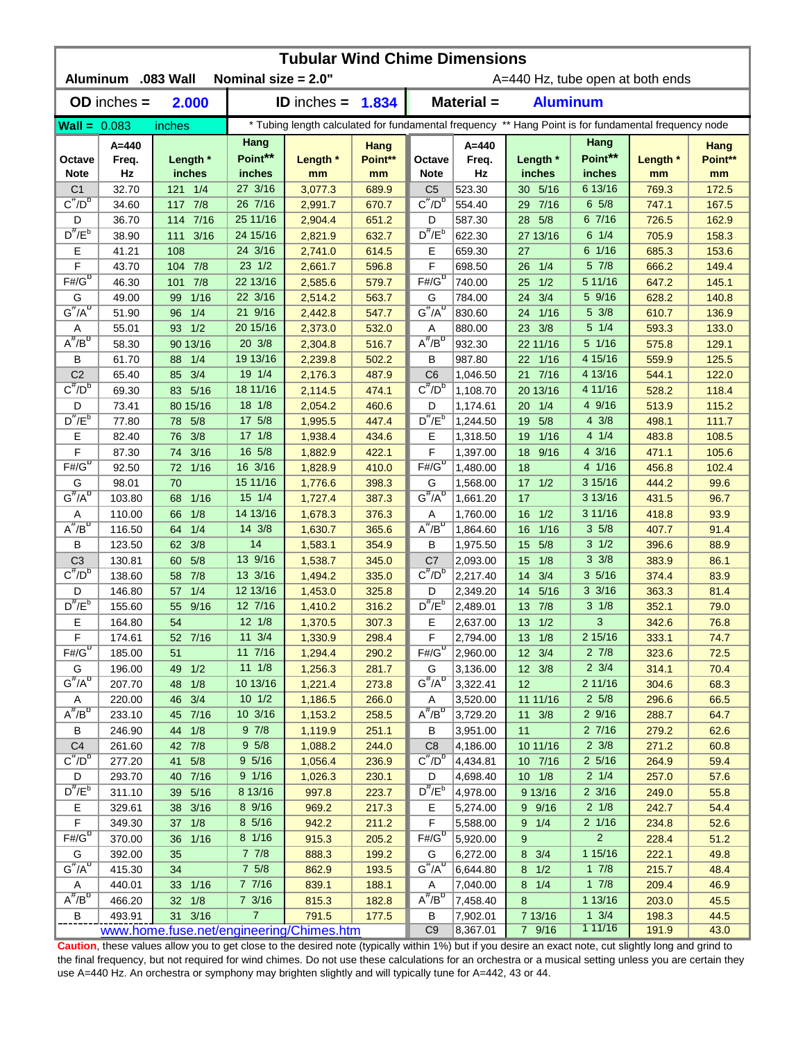# Tubular Wind Chime Dimensions

**Aluminum .083 Wall** **Nominal size = 2.0"** A=440 Hz, tube open at both ends

**OD inches = 2.000** **ID inches = 1.834** **Material = Aluminum**

**Wall = 0.083 inches** * Tubing length calculated for fundamental frequency ** Hang Point is for fundamental frequency node

| Octave Note | A=440 Freq. Hz | Length * inches | Hang Point** inches | Length * mm | Hang Point** mm | Octave Note | A=440 Freq. Hz | Length * inches | Hang Point** inches | Length * mm | Hang Point** mm |
|---|---|---|---|---|---|---|---|---|---|---|---|
| C1 | 32.70 | 121 1/4 | 27 3/16 | 3,077.3 | 689.9 | C5 | 523.30 | 30 5/16 | 6 13/16 | 769.3 | 172.5 |
| C#/Db | 34.60 | 117 7/8 | 26 7/16 | 2,991.7 | 670.7 | C#/Db | 554.40 | 29 7/16 | 6 5/8 | 747.1 | 167.5 |
| D | 36.70 | 114 7/16 | 25 11/16 | 2,904.4 | 651.2 | D | 587.30 | 28 5/8 | 6 7/16 | 726.5 | 162.9 |
| D#/Eb | 38.90 | 111 3/16 | 24 15/16 | 2,821.9 | 632.7 | D#/Eb | 622.30 | 27 13/16 | 6 1/4 | 705.9 | 158.3 |
| E | 41.21 | 108 | 24 3/16 | 2,741.0 | 614.5 | E | 659.30 | 27 | 6 1/16 | 685.3 | 153.6 |
| F | 43.70 | 104 7/8 | 23 1/2 | 2,661.7 | 596.8 | F | 698.50 | 26 1/4 | 5 7/8 | 666.2 | 149.4 |
| F#/Gb | 46.30 | 101 7/8 | 22 13/16 | 2,585.6 | 579.7 | F#/Gb | 740.00 | 25 1/2 | 5 11/16 | 647.2 | 145.1 |
| G | 49.00 | 99 1/16 | 22 3/16 | 2,514.2 | 563.7 | G | 784.00 | 24 3/4 | 5 9/16 | 628.2 | 140.8 |
| G#/Ab | 51.90 | 96 1/4 | 21 9/16 | 2,442.8 | 547.7 | G#/Ab | 830.60 | 24 1/16 | 5 3/8 | 610.7 | 136.9 |
| A | 55.01 | 93 1/2 | 20 15/16 | 2,373.0 | 532.0 | A | 880.00 | 23 3/8 | 5 1/4 | 593.3 | 133.0 |
| A#/Bb | 58.30 | 90 13/16 | 20 3/8 | 2,304.8 | 516.7 | A#/Bb | 932.30 | 22 11/16 | 5 1/16 | 575.8 | 129.1 |
| B | 61.70 | 88 1/4 | 19 13/16 | 2,239.8 | 502.2 | B | 987.80 | 22 1/16 | 4 15/16 | 559.9 | 125.5 |
| C2 | 65.40 | 85 3/4 | 19 1/4 | 2,176.3 | 487.9 | C6 | 1,046.50 | 21 7/16 | 4 13/16 | 544.1 | 122.0 |
| C#/Db | 69.30 | 83 5/16 | 18 11/16 | 2,114.5 | 474.1 | C#/Db | 1,108.70 | 20 13/16 | 4 11/16 | 528.2 | 118.4 |
| D | 73.41 | 80 15/16 | 18 1/8 | 2,054.2 | 460.6 | D | 1,174.61 | 20 1/4 | 4 9/16 | 513.9 | 115.2 |
| D#/Eb | 77.80 | 78 5/8 | 17 5/8 | 1,995.5 | 447.4 | D#/Eb | 1,244.50 | 19 5/8 | 4 3/8 | 498.1 | 111.7 |
| E | 82.40 | 76 3/8 | 17 1/8 | 1,938.4 | 434.6 | E | 1,318.50 | 19 1/16 | 4 1/4 | 483.8 | 108.5 |
| F | 87.30 | 74 3/16 | 16 5/8 | 1,882.9 | 422.1 | F | 1,397.00 | 18 9/16 | 4 3/16 | 471.1 | 105.6 |
| F#/Gb | 92.50 | 72 1/16 | 16 3/16 | 1,828.9 | 410.0 | F#/Gb | 1,480.00 | 18 | 4 1/16 | 456.8 | 102.4 |
| G | 98.01 | 70 | 15 11/16 | 1,776.6 | 398.3 | G | 1,568.00 | 17 1/2 | 3 15/16 | 444.2 | 99.6 |
| G#/Ab | 103.80 | 68 1/16 | 15 1/4 | 1,727.4 | 387.3 | G#/Ab | 1,661.20 | 17 | 3 13/16 | 431.5 | 96.7 |
| A | 110.00 | 66 1/8 | 14 13/16 | 1,678.3 | 376.3 | A | 1,760.00 | 16 1/2 | 3 11/16 | 418.8 | 93.9 |
| A#/Bb | 116.50 | 64 1/4 | 14 3/8 | 1,630.7 | 365.6 | A#/Bb | 1,864.60 | 16 1/16 | 3 5/8 | 407.7 | 91.4 |
| B | 123.50 | 62 3/8 | 14 | 1,583.1 | 354.9 | B | 1,975.50 | 15 5/8 | 3 1/2 | 396.6 | 88.9 |
| C3 | 130.81 | 60 5/8 | 13 9/16 | 1,538.7 | 345.0 | C7 | 2,093.00 | 15 1/8 | 3 3/8 | 383.9 | 86.1 |
| C#/Db | 138.60 | 58 7/8 | 13 3/16 | 1,494.2 | 335.0 | C#/Db | 2,217.40 | 14 3/4 | 3 5/16 | 374.4 | 83.9 |
| D | 146.80 | 57 1/4 | 12 13/16 | 1,453.0 | 325.8 | D | 2,349.20 | 14 5/16 | 3 3/16 | 363.3 | 81.4 |
| D#/Eb | 155.60 | 55 9/16 | 12 7/16 | 1,410.2 | 316.2 | D#/Eb | 2,489.01 | 13 7/8 | 3 1/8 | 352.1 | 79.0 |
| E | 164.80 | 54 | 12 1/8 | 1,370.5 | 307.3 | E | 2,637.00 | 13 1/2 | 3 | 342.6 | 76.8 |
| F | 174.61 | 52 7/16 | 11 3/4 | 1,330.9 | 298.4 | F | 2,794.00 | 13 1/8 | 2 15/16 | 333.1 | 74.7 |
| F#/Gb | 185.00 | 51 | 11 7/16 | 1,294.4 | 290.2 | F#/Gb | 2,960.00 | 12 3/4 | 2 7/8 | 323.6 | 72.5 |
| G | 196.00 | 49 1/2 | 11 1/8 | 1,256.3 | 281.7 | G | 3,136.00 | 12 3/8 | 2 3/4 | 314.1 | 70.4 |
| G#/Ab | 207.70 | 48 1/8 | 10 13/16 | 1,221.4 | 273.8 | G#/Ab | 3,322.41 | 12 | 2 11/16 | 304.6 | 68.3 |
| A | 220.00 | 46 3/4 | 10 1/2 | 1,186.5 | 266.0 | A | 3,520.00 | 11 11/16 | 2 5/8 | 296.6 | 66.5 |
| A#/Bb | 233.10 | 45 7/16 | 10 3/16 | 1,153.2 | 258.5 | A#/Bb | 3,729.20 | 11 3/8 | 2 9/16 | 288.7 | 64.7 |
| B | 246.90 | 44 1/8 | 9 7/8 | 1,119.9 | 251.1 | B | 3,951.00 | 11 | 2 7/16 | 279.2 | 62.6 |
| C4 | 261.60 | 42 7/8 | 9 5/8 | 1,088.2 | 244.0 | C8 | 4,186.00 | 10 11/16 | 2 3/8 | 271.2 | 60.8 |
| C#/Db | 277.20 | 41 5/8 | 9 5/16 | 1,056.4 | 236.9 | C#/Db | 4,434.81 | 10 7/16 | 2 5/16 | 264.9 | 59.4 |
| D | 293.70 | 40 7/16 | 9 1/16 | 1,026.3 | 230.1 | D | 4,698.40 | 10 1/8 | 2 1/4 | 257.0 | 57.6 |
| D#/Eb | 311.10 | 39 5/16 | 8 13/16 | 997.8 | 223.7 | D#/Eb | 4,978.00 | 9 13/16 | 2 3/16 | 249.0 | 55.8 |
| E | 329.61 | 38 3/16 | 8 9/16 | 969.2 | 217.3 | E | 5,274.00 | 9 9/16 | 2 1/8 | 242.7 | 54.4 |
| F | 349.30 | 37 1/8 | 8 5/16 | 942.2 | 211.2 | F | 5,588.00 | 9 1/4 | 2 1/16 | 234.8 | 52.6 |
| F#/Gb | 370.00 | 36 1/16 | 8 1/16 | 915.3 | 205.2 | F#/Gb | 5,920.00 | 9 | 2 | 228.4 | 51.2 |
| G | 392.00 | 35 | 7 7/8 | 888.3 | 199.2 | G | 6,272.00 | 8 3/4 | 1 15/16 | 222.1 | 49.8 |
| G#/Ab | 415.30 | 34 | 7 5/8 | 862.9 | 193.5 | G#/Ab | 6,644.80 | 8 1/2 | 1 7/8 | 215.7 | 48.4 |
| A | 440.01 | 33 1/16 | 7 7/16 | 839.1 | 188.1 | A | 7,040.00 | 8 1/4 | 1 7/8 | 209.4 | 46.9 |
| A#/Bb | 466.20 | 32 1/8 | 7 3/16 | 815.3 | 182.8 | A#/Bb | 7,458.40 | 8 | 1 13/16 | 203.0 | 45.5 |
| B | 493.91 | 31 3/16 | 7 | 791.5 | 177.5 | B | 7,902.01 | 7 13/16 | 1 3/4 | 198.3 | 44.5 |
| | | | | | | C9 | 8,367.01 | 7 9/16 | 1 11/16 | 191.9 | 43.0 |

www.home.fuse.net/engineering/Chimes.htm

**Caution**, these values allow you to get close to the desired note (typically within 1%) but if you desire an exact note, cut slightly long and grind to the final frequency, but not required for wind chimes. Do not use these calculations for an orchestra or a musical setting unless you are certain they use A=440 Hz. An orchestra or symphony may brighten slightly and will typically tune for A=442, 43 or 44.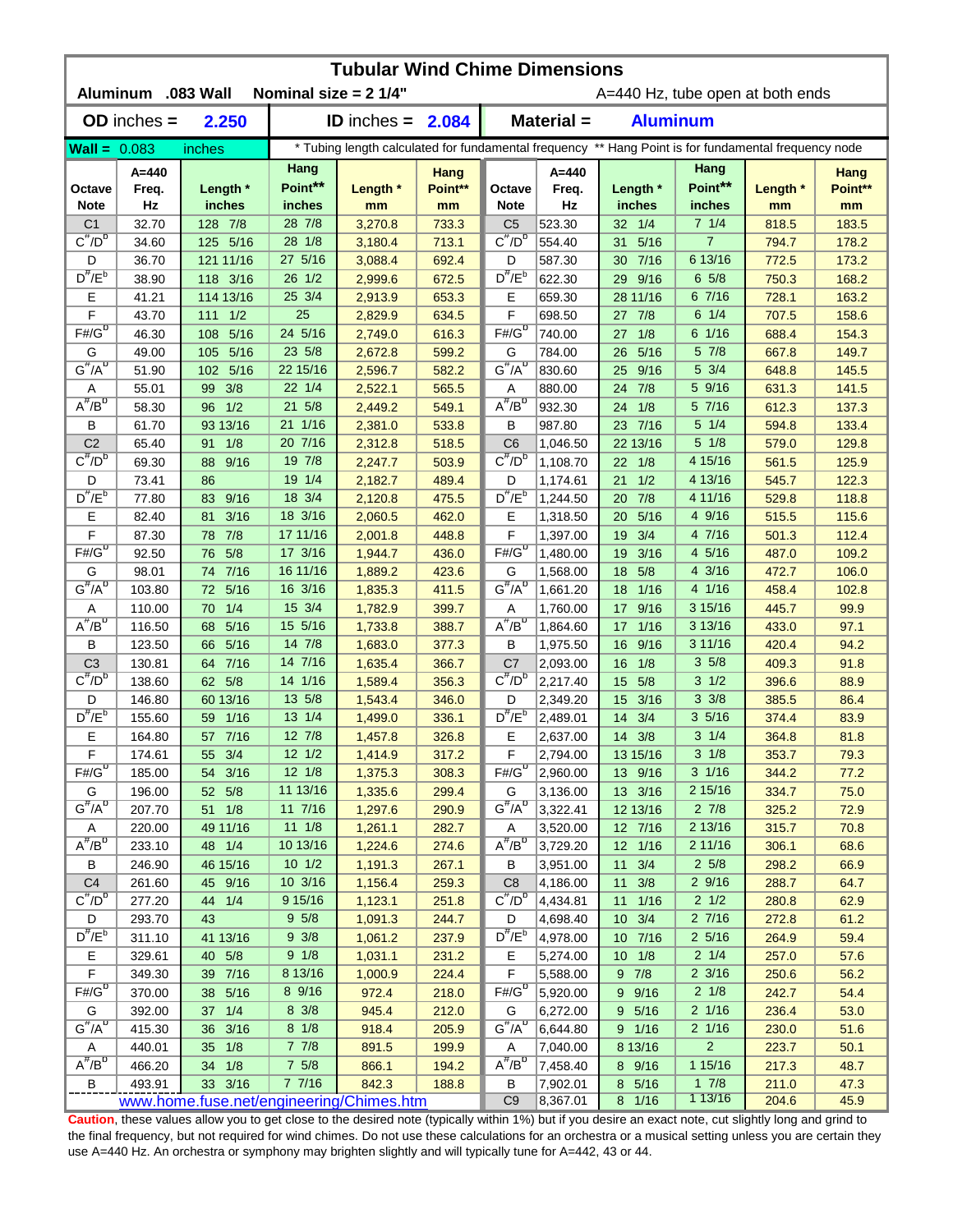# Tubular Wind Chime Dimensions

**Aluminum .083 Wall** **Nominal size = 2 1/4"** A=440 Hz, tube open at both ends

**OD inches = 2.250** **ID inches = 2.084** **Material = Aluminum**

**Wall =** 0.083 inches * Tubing length calculated for fundamental frequency ** Hang Point is for fundamental frequency node

| Octave Note | A=440 Freq. Hz | Length * inches | Hang Point** inches | Length * mm | Hang Point** mm | Octave Note | A=440 Freq. Hz | Length * inches | Hang Point** inches | Length * mm | Hang Point** mm |
|---|---|---|---|---|---|---|---|---|---|---|---|
| C1 | 32.70 | 128 7/8 | 28 7/8 | 3,270.8 | 733.3 | C5 | 523.30 | 32 1/4 | 7 1/4 | 818.5 | 183.5 |
| C#/Db | 34.60 | 125 5/16 | 28 1/8 | 3,180.4 | 713.1 | C#/Db | 554.40 | 31 5/16 | 7 | 794.7 | 178.2 |
| D | 36.70 | 121 11/16 | 27 5/16 | 3,088.4 | 692.4 | D | 587.30 | 30 7/16 | 6 13/16 | 772.5 | 173.2 |
| D#/Eb | 38.90 | 118 3/16 | 26 1/2 | 2,999.6 | 672.5 | D#/Eb | 622.30 | 29 9/16 | 6 5/8 | 750.3 | 168.2 |
| E | 41.21 | 114 13/16 | 25 3/4 | 2,913.9 | 653.3 | E | 659.30 | 28 11/16 | 6 7/16 | 728.1 | 163.2 |
| F | 43.70 | 111 1/2 | 25 | 2,829.9 | 634.5 | F | 698.50 | 27 7/8 | 6 1/4 | 707.5 | 158.6 |
| F#/Gb | 46.30 | 108 5/16 | 24 5/16 | 2,749.0 | 616.3 | F#/Gb | 740.00 | 27 1/8 | 6 1/16 | 688.4 | 154.3 |
| G | 49.00 | 105 5/16 | 23 5/8 | 2,672.8 | 599.2 | G | 784.00 | 26 5/16 | 5 7/8 | 667.8 | 149.7 |
| G#/Ab | 51.90 | 102 5/16 | 22 15/16 | 2,596.7 | 582.2 | G#/Ab | 830.60 | 25 9/16 | 5 3/4 | 648.8 | 145.5 |
| A | 55.01 | 99 3/8 | 22 1/4 | 2,522.1 | 565.5 | A | 880.00 | 24 7/8 | 5 9/16 | 631.3 | 141.5 |
| A#/Bb | 58.30 | 96 1/2 | 21 5/8 | 2,449.2 | 549.1 | A#/Bb | 932.30 | 24 1/8 | 5 7/16 | 612.3 | 137.3 |
| B | 61.70 | 93 13/16 | 21 1/16 | 2,381.0 | 533.8 | B | 987.80 | 23 7/16 | 5 1/4 | 594.8 | 133.4 |
| C2 | 65.40 | 91 1/8 | 20 7/16 | 2,312.8 | 518.5 | C6 | 1,046.50 | 22 13/16 | 5 1/8 | 579.0 | 129.8 |
| C#/Db | 69.30 | 88 9/16 | 19 7/8 | 2,247.7 | 503.9 | C#/Db | 1,108.70 | 22 1/8 | 4 15/16 | 561.5 | 125.9 |
| D | 73.41 | 86 | 19 1/4 | 2,182.7 | 489.4 | D | 1,174.61 | 21 1/2 | 4 13/16 | 545.7 | 122.3 |
| D#/Eb | 77.80 | 83 9/16 | 18 3/4 | 2,120.8 | 475.5 | D#/Eb | 1,244.50 | 20 7/8 | 4 11/16 | 529.8 | 118.8 |
| E | 82.40 | 81 3/16 | 18 3/16 | 2,060.5 | 462.0 | E | 1,318.50 | 20 5/16 | 4 9/16 | 515.5 | 115.6 |
| F | 87.30 | 78 7/8 | 17 11/16 | 2,001.8 | 448.8 | F | 1,397.00 | 19 3/4 | 4 7/16 | 501.3 | 112.4 |
| F#/Gb | 92.50 | 76 5/8 | 17 3/16 | 1,944.7 | 436.0 | F#/Gb | 1,480.00 | 19 3/16 | 4 5/16 | 487.0 | 109.2 |
| G | 98.01 | 74 7/16 | 16 11/16 | 1,889.2 | 423.6 | G | 1,568.00 | 18 5/8 | 4 3/16 | 472.7 | 106.0 |
| G#/Ab | 103.80 | 72 5/16 | 16 3/16 | 1,835.3 | 411.5 | G#/Ab | 1,661.20 | 18 1/16 | 4 1/16 | 458.4 | 102.8 |
| A | 110.00 | 70 1/4 | 15 3/4 | 1,782.9 | 399.7 | A | 1,760.00 | 17 9/16 | 3 15/16 | 445.7 | 99.9 |
| A#/Bb | 116.50 | 68 5/16 | 15 5/16 | 1,733.8 | 388.7 | A#/Bb | 1,864.60 | 17 1/16 | 3 13/16 | 433.0 | 97.1 |
| B | 123.50 | 66 5/16 | 14 7/8 | 1,683.0 | 377.3 | B | 1,975.50 | 16 9/16 | 3 11/16 | 420.4 | 94.2 |
| C3 | 130.81 | 64 7/16 | 14 7/16 | 1,635.4 | 366.7 | C7 | 2,093.00 | 16 1/8 | 3 5/8 | 409.3 | 91.8 |
| C#/Db | 138.60 | 62 5/8 | 14 1/16 | 1,589.4 | 356.3 | C#/Db | 2,217.40 | 15 5/8 | 3 1/2 | 396.6 | 88.9 |
| D | 146.80 | 60 13/16 | 13 5/8 | 1,543.4 | 346.0 | D | 2,349.20 | 15 3/16 | 3 3/8 | 385.5 | 86.4 |
| D#/Eb | 155.60 | 59 1/16 | 13 1/4 | 1,499.0 | 336.1 | D#/Eb | 2,489.01 | 14 3/4 | 3 5/16 | 374.4 | 83.9 |
| E | 164.80 | 57 7/16 | 12 7/8 | 1,457.8 | 326.8 | E | 2,637.00 | 14 3/8 | 3 1/4 | 364.8 | 81.8 |
| F | 174.61 | 55 3/4 | 12 1/2 | 1,414.9 | 317.2 | F | 2,794.00 | 13 15/16 | 3 1/8 | 353.7 | 79.3 |
| F#/Gb | 185.00 | 54 3/16 | 12 1/8 | 1,375.3 | 308.3 | F#/Gb | 2,960.00 | 13 9/16 | 3 1/16 | 344.2 | 77.2 |
| G | 196.00 | 52 5/8 | 11 13/16 | 1,335.6 | 299.4 | G | 3,136.00 | 13 3/16 | 2 15/16 | 334.7 | 75.0 |
| G#/Ab | 207.70 | 51 1/8 | 11 7/16 | 1,297.6 | 290.9 | G#/Ab | 3,322.41 | 12 13/16 | 2 7/8 | 325.2 | 72.9 |
| A | 220.00 | 49 11/16 | 11 1/8 | 1,261.1 | 282.7 | A | 3,520.00 | 12 7/16 | 2 13/16 | 315.7 | 70.8 |
| A#/Bb | 233.10 | 48 1/4 | 10 13/16 | 1,224.6 | 274.6 | A#/Bb | 3,729.20 | 12 1/16 | 2 11/16 | 306.1 | 68.6 |
| B | 246.90 | 46 15/16 | 10 1/2 | 1,191.3 | 267.1 | B | 3,951.00 | 11 3/4 | 2 5/8 | 298.2 | 66.9 |
| C4 | 261.60 | 45 9/16 | 10 3/16 | 1,156.4 | 259.3 | C8 | 4,186.00 | 11 3/8 | 2 9/16 | 288.7 | 64.7 |
| C#/Db | 277.20 | 44 1/4 | 9 15/16 | 1,123.1 | 251.8 | C#/Db | 4,434.81 | 11 1/16 | 2 1/2 | 280.8 | 62.9 |
| D | 293.70 | 43 | 9 5/8 | 1,091.3 | 244.7 | D | 4,698.40 | 10 3/4 | 2 7/16 | 272.8 | 61.2 |
| D#/Eb | 311.10 | 41 13/16 | 9 3/8 | 1,061.2 | 237.9 | D#/Eb | 4,978.00 | 10 7/16 | 2 5/16 | 264.9 | 59.4 |
| E | 329.61 | 40 5/8 | 9 1/8 | 1,031.1 | 231.2 | E | 5,274.00 | 10 1/8 | 2 1/4 | 257.0 | 57.6 |
| F | 349.30 | 39 7/16 | 8 13/16 | 1,000.9 | 224.4 | F | 5,588.00 | 9 7/8 | 2 3/16 | 250.6 | 56.2 |
| F#/Gb | 370.00 | 38 5/16 | 8 9/16 | 972.4 | 218.0 | F#/Gb | 5,920.00 | 9 9/16 | 2 1/8 | 242.7 | 54.4 |
| G | 392.00 | 37 1/4 | 8 3/8 | 945.4 | 212.0 | G | 6,272.00 | 9 5/16 | 2 1/16 | 236.4 | 53.0 |
| G#/Ab | 415.30 | 36 3/16 | 8 1/8 | 918.4 | 205.9 | G#/Ab | 6,644.80 | 9 1/16 | 2 1/16 | 230.0 | 51.6 |
| A | 440.01 | 35 1/8 | 7 7/8 | 891.5 | 199.9 | A | 7,040.00 | 8 13/16 | 2 | 223.7 | 50.1 |
| A#/Bb | 466.20 | 34 1/8 | 7 5/8 | 866.1 | 194.2 | A#/Bb | 7,458.40 | 8 9/16 | 1 15/16 | 217.3 | 48.7 |
| B | 493.91 | 33 3/16 | 7 7/16 | 842.3 | 188.8 | B | 7,902.01 | 8 5/16 | 1 7/8 | 211.0 | 47.3 |
| | | | | | | C9 | 8,367.01 | 8 1/16 | 1 13/16 | 204.6 | 45.9 |

www.home.fuse.net/engineering/Chimes.htm

**Caution**, these values allow you to get close to the desired note (typically within 1%) but if you desire an exact note, cut slightly long and grind to the final frequency, but not required for wind chimes. Do not use these calculations for an orchestra or a musical setting unless you are certain they use A=440 Hz. An orchestra or symphony may brighten slightly and will typically tune for A=442, 43 or 44.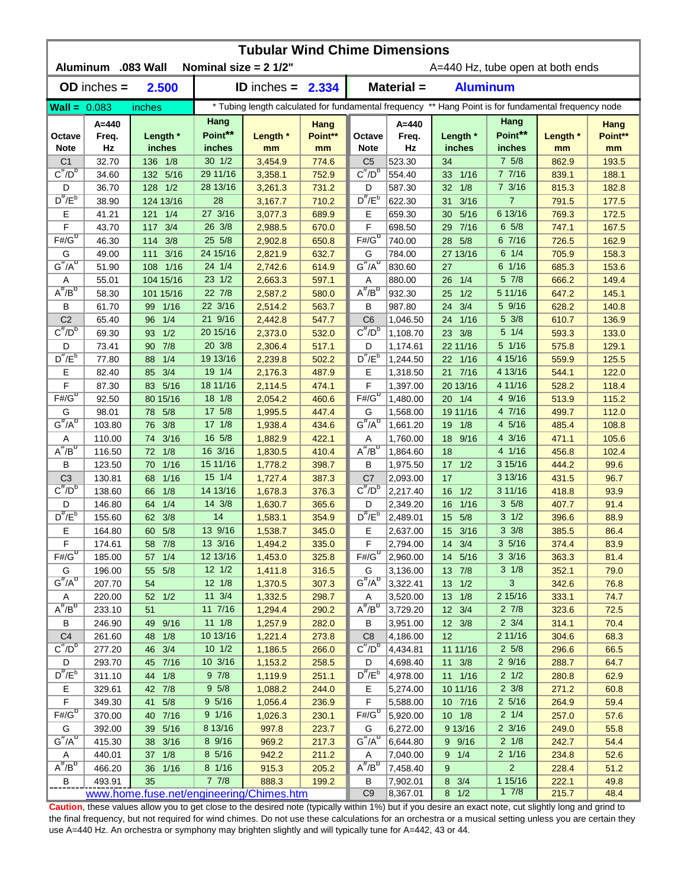# Tubular Wind Chime Dimensions

**Aluminum .083 Wall** **Nominal size = 2 1/2"** A=440 Hz, tube open at both ends

**OD inches = 2.500** **ID inches = 2.334** **Material = Aluminum**

**Wall = 0.083 inches** * Tubing length calculated for fundamental frequency ** Hang Point is for fundamental frequency node

| Octave Note | A=440 Freq. Hz | Length * inches | Hang Point** inches | Length * mm | Hang Point** mm | Octave Note | A=440 Freq. Hz | Length * inches | Hang Point** inches | Length * mm | Hang Point** mm |
|---|---|---|---|---|---|---|---|---|---|---|---|
| C1 | 32.70 | 136 1/8 | 30 1/2 | 3,454.9 | 774.6 | C5 | 523.30 | 34 | 7 5/8 | 862.9 | 193.5 |
| C#/Db | 34.60 | 132 5/16 | 29 11/16 | 3,358.1 | 752.9 | C#/Db | 554.40 | 33 1/16 | 7 7/16 | 839.1 | 188.1 |
| D | 36.70 | 128 1/2 | 28 13/16 | 3,261.3 | 731.2 | D | 587.30 | 32 1/8 | 7 3/16 | 815.3 | 182.8 |
| D#/Eb | 38.90 | 124 13/16 | 28 | 3,167.7 | 710.2 | D#/Eb | 622.30 | 31 3/16 | 7 | 791.5 | 177.5 |
| E | 41.21 | 121 1/4 | 27 3/16 | 3,077.3 | 689.9 | E | 659.30 | 30 5/16 | 6 13/16 | 769.3 | 172.5 |
| F | 43.70 | 117 3/4 | 26 3/8 | 2,988.5 | 670.0 | F | 698.50 | 29 7/16 | 6 5/8 | 747.1 | 167.5 |
| F#/Gb | 46.30 | 114 3/8 | 25 5/8 | 2,902.8 | 650.8 | F#/Gb | 740.00 | 28 5/8 | 6 7/16 | 726.5 | 162.9 |
| G | 49.00 | 111 3/16 | 24 15/16 | 2,821.9 | 632.7 | G | 784.00 | 27 13/16 | 6 1/4 | 705.9 | 158.3 |
| G#/Ab | 51.90 | 108 1/16 | 24 1/4 | 2,742.6 | 614.9 | G#/Ab | 830.60 | 27 | 6 1/16 | 685.3 | 153.6 |
| A | 55.01 | 104 15/16 | 23 1/2 | 2,663.3 | 597.1 | A | 880.00 | 26 1/4 | 5 7/8 | 666.2 | 149.4 |
| A#/Bb | 58.30 | 101 15/16 | 22 7/8 | 2,587.2 | 580.0 | A#/Bb | 932.30 | 25 1/2 | 5 11/16 | 647.2 | 145.1 |
| B | 61.70 | 99 1/16 | 22 3/16 | 2,514.2 | 563.7 | B | 987.80 | 24 3/4 | 5 9/16 | 628.2 | 140.8 |
| C2 | 65.40 | 96 1/4 | 21 9/16 | 2,442.8 | 547.7 | C6 | 1,046.50 | 24 1/16 | 5 3/8 | 610.7 | 136.9 |
| C#/Db | 69.30 | 93 1/2 | 20 15/16 | 2,373.0 | 532.0 | C#/Db | 1,108.70 | 23 3/8 | 5 1/4 | 593.3 | 133.0 |
| D | 73.41 | 90 7/8 | 20 3/8 | 2,306.4 | 517.1 | D | 1,174.61 | 22 11/16 | 5 1/16 | 575.8 | 129.1 |
| D#/Eb | 77.80 | 88 1/4 | 19 13/16 | 2,239.8 | 502.2 | D#/Eb | 1,244.50 | 22 1/16 | 4 15/16 | 559.9 | 125.5 |
| E | 82.40 | 85 3/4 | 19 1/4 | 2,176.3 | 487.9 | E | 1,318.50 | 21 7/16 | 4 13/16 | 544.1 | 122.0 |
| F | 87.30 | 83 5/16 | 18 11/16 | 2,114.5 | 474.1 | F | 1,397.00 | 20 13/16 | 4 11/16 | 528.2 | 118.4 |
| F#/Gb | 92.50 | 80 15/16 | 18 1/8 | 2,054.2 | 460.6 | F#/Gb | 1,480.00 | 20 1/4 | 4 9/16 | 513.9 | 115.2 |
| G | 98.01 | 78 5/8 | 17 5/8 | 1,995.5 | 447.4 | G | 1,568.00 | 19 11/16 | 4 7/16 | 499.7 | 112.0 |
| G#/Ab | 103.80 | 76 3/8 | 17 1/8 | 1,938.4 | 434.6 | G#/Ab | 1,661.20 | 19 1/8 | 4 5/16 | 485.4 | 108.8 |
| A | 110.00 | 74 3/16 | 16 5/8 | 1,882.9 | 422.1 | A | 1,760.00 | 18 9/16 | 4 3/16 | 471.1 | 105.6 |
| A#/Bb | 116.50 | 72 1/8 | 16 3/16 | 1,830.5 | 410.4 | A#/Bb | 1,864.60 | 18 | 4 1/16 | 456.8 | 102.4 |
| B | 123.50 | 70 1/16 | 15 11/16 | 1,778.2 | 398.7 | B | 1,975.50 | 17 1/2 | 3 15/16 | 444.2 | 99.6 |
| C3 | 130.81 | 68 1/16 | 15 1/4 | 1,727.4 | 387.3 | C7 | 2,093.00 | 17 | 3 13/16 | 431.5 | 96.7 |
| C#/Db | 138.60 | 66 1/8 | 14 13/16 | 1,678.3 | 376.3 | C#/Db | 2,217.40 | 16 1/2 | 3 11/16 | 418.8 | 93.9 |
| D | 146.80 | 64 1/4 | 14 3/8 | 1,630.7 | 365.6 | D | 2,349.20 | 16 1/16 | 3 5/8 | 407.7 | 91.4 |
| D#/Eb | 155.60 | 62 3/8 | 14 | 1,583.1 | 354.9 | D#/Eb | 2,489.01 | 15 5/8 | 3 1/2 | 396.6 | 88.9 |
| E | 164.80 | 60 5/8 | 13 9/16 | 1,538.7 | 345.0 | E | 2,637.00 | 15 3/16 | 3 3/8 | 385.5 | 86.4 |
| F | 174.61 | 58 7/8 | 13 3/16 | 1,494.2 | 335.0 | F | 2,794.00 | 14 3/4 | 3 5/16 | 374.4 | 83.9 |
| F#/Gb | 185.00 | 57 1/4 | 12 13/16 | 1,453.0 | 325.8 | F#/Gb | 2,960.00 | 14 5/16 | 3 3/16 | 363.3 | 81.4 |
| G | 196.00 | 55 5/8 | 12 1/2 | 1,411.8 | 316.5 | G | 3,136.00 | 13 7/8 | 3 1/8 | 352.1 | 79.0 |
| G#/Ab | 207.70 | 54 | 12 1/8 | 1,370.5 | 307.3 | G#/Ab | 3,322.41 | 13 1/2 | 3 | 342.6 | 76.8 |
| A | 220.00 | 52 1/2 | 11 3/4 | 1,332.5 | 298.7 | A | 3,520.00 | 13 1/8 | 2 15/16 | 333.1 | 74.7 |
| A#/Bb | 233.10 | 51 | 11 7/16 | 1,294.4 | 290.2 | A#/Bb | 3,729.20 | 12 3/4 | 2 7/8 | 323.6 | 72.5 |
| B | 246.90 | 49 9/16 | 11 1/8 | 1,257.9 | 282.0 | B | 3,951.00 | 12 3/8 | 2 3/4 | 314.1 | 70.4 |
| C4 | 261.60 | 48 1/8 | 10 13/16 | 1,221.4 | 273.8 | C8 | 4,186.00 | 12 | 2 11/16 | 304.6 | 68.3 |
| C#/Db | 277.20 | 46 3/4 | 10 1/2 | 1,186.5 | 266.0 | C#/Db | 4,434.81 | 11 11/16 | 2 5/8 | 296.6 | 66.5 |
| D | 293.70 | 45 7/16 | 10 3/16 | 1,153.2 | 258.5 | D | 4,698.40 | 11 3/8 | 2 9/16 | 288.7 | 64.7 |
| D#/Eb | 311.10 | 44 1/8 | 9 7/8 | 1,119.9 | 251.1 | D#/Eb | 4,978.00 | 11 1/16 | 2 1/2 | 280.8 | 62.9 |
| E | 329.61 | 42 7/8 | 9 5/8 | 1,088.2 | 244.0 | E | 5,274.00 | 10 11/16 | 2 3/8 | 271.2 | 60.8 |
| F | 349.30 | 41 5/8 | 9 5/16 | 1,056.4 | 236.9 | F | 5,588.00 | 10 7/16 | 2 5/16 | 264.9 | 59.4 |
| F#/Gb | 370.00 | 40 7/16 | 9 1/16 | 1,026.3 | 230.1 | F#/Gb | 5,920.00 | 10 1/8 | 2 1/4 | 257.0 | 57.6 |
| G | 392.00 | 39 5/16 | 8 13/16 | 997.8 | 223.7 | G | 6,272.00 | 9 13/16 | 2 3/16 | 249.0 | 55.8 |
| G#/Ab | 415.30 | 38 3/16 | 8 9/16 | 969.2 | 217.3 | G#/Ab | 6,644.80 | 9 9/16 | 2 1/8 | 242.7 | 54.4 |
| A | 440.01 | 37 1/8 | 8 5/16 | 942.2 | 211.2 | A | 7,040.00 | 9 1/4 | 2 1/16 | 234.8 | 52.6 |
| A#/Bb | 466.20 | 36 1/16 | 8 1/16 | 915.3 | 205.2 | A#/Bb | 7,458.40 | 9 | 2 | 228.4 | 51.2 |
| B | 493.91 | 35 | 7 7/8 | 888.3 | 199.2 | B | 7,902.01 | 8 3/4 | 1 15/16 | 222.1 | 49.8 |
| www.home.fuse.net/engineering/Chimes.htm | | | | | | C9 | 8,367.01 | 8 1/2 | 1 7/8 | 215.7 | 48.4 |

**Caution**, these values allow you to get close to the desired note (typically within 1%) but if you desire an exact note, cut slightly long and grind to the final frequency, but not required for wind chimes. Do not use these calculations for an orchestra or a musical setting unless you are certain they use A=440 Hz. An orchestra or symphony may brighten slightly and will typically tune for A=442, 43 or 44.